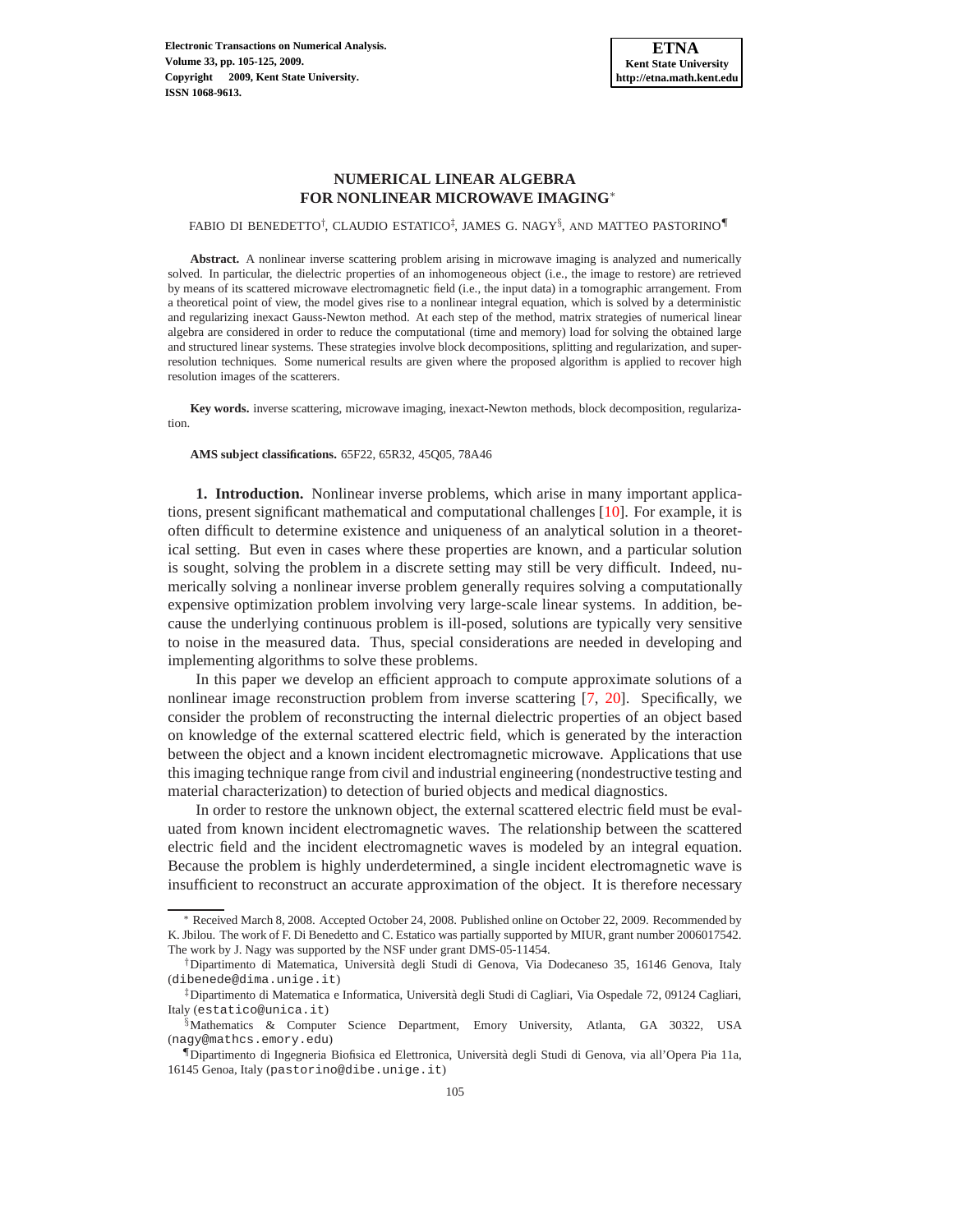# NUMERICAL LINEAR ALGEBRA FOR NONLINEAR MICROWAVE IMAGING*

FABIO DI BENEDETTO†, CLAUDIO ESTATICO‡, JAMES G. NAGY§, AND MATTEO PASTORINO¶

**Abstract.** A nonlinear inverse scattering problem arising in microwave imaging is analyzed and numerically solved. In particular, the dielectric properties of an inhomogeneous object (i.e., the image to restore) are retrieved by means of its scattered microwave electromagnetic field (i.e., the input data) in a tomographic arrangement. From a theoretical point of view, the model gives rise to a nonlinear integral equation, which is solved by a deterministic and regularizing inexact Gauss-Newton method. At each step of the method, matrix strategies of numerical linear algebra are considered in order to reduce the computational (time and memory) load for solving the obtained large and structured linear systems. These strategies involve block decompositions, splitting and regularization, and super-resolution techniques. Some numerical results are given where the proposed algorithm is applied to recover high resolution images of the scatterers.

**Key words.** inverse scattering, microwave imaging, inexact-Newton methods, block decomposition, regularization.

**AMS subject classifications.** 65F22, 65R32, 45Q05, 78A46

**1. Introduction.** Nonlinear inverse problems, which arise in many important applications, present significant mathematical and computational challenges [10]. For example, it is often difficult to determine existence and uniqueness of an analytical solution in a theoretical setting. But even in cases where these properties are known, and a particular solution is sought, solving the problem in a discrete setting may still be very difficult. Indeed, numerically solving a nonlinear inverse problem generally requires solving a computationally expensive optimization problem involving very large-scale linear systems. In addition, because the underlying continuous problem is ill-posed, solutions are typically very sensitive to noise in the measured data. Thus, special considerations are needed in developing and implementing algorithms to solve these problems.

In this paper we develop an efficient approach to compute approximate solutions of a nonlinear image reconstruction problem from inverse scattering [7, 20]. Specifically, we consider the problem of reconstructing the internal dielectric properties of an object based on knowledge of the external scattered electric field, which is generated by the interaction between the object and a known incident electromagnetic microwave. Applications that use this imaging technique range from civil and industrial engineering (nondestructive testing and material characterization) to detection of buried objects and medical diagnostics.

In order to restore the unknown object, the external scattered electric field must be evaluated from known incident electromagnetic waves. The relationship between the scattered electric field and the incident electromagnetic waves is modeled by an integral equation. Because the problem is highly underdetermined, a single incident electromagnetic wave is insufficient to reconstruct an accurate approximation of the object. It is therefore necessary

---

* Received March 8, 2008. Accepted October 24, 2008. Published online on October 22, 2009. Recommended by K. Jbilou. The work of F. Di Benedetto and C. Estatico was partially supported by MIUR, grant number 2006017542. The work by J. Nagy was supported by the NSF under grant DMS-05-11454.

† Dipartimento di Matematica, Università degli Studi di Genova, Via Dodecaneso 35, 16146 Genova, Italy (dibenede@dima.unige.it)

‡ Dipartimento di Matematica e Informatica, Università degli Studi di Cagliari, Via Ospedale 72, 09124 Cagliari, Italy (estatico@unica.it)

§ Mathematics & Computer Science Department, Emory University, Atlanta, GA 30322, USA (nagy@mathcs.emory.edu)

¶ Dipartimento di Ingegneria Biofisica ed Elettronica, Università degli Studi di Genova, via all'Opera Pia 11a, 16145 Genoa, Italy (pastorino@dibe.unige.it)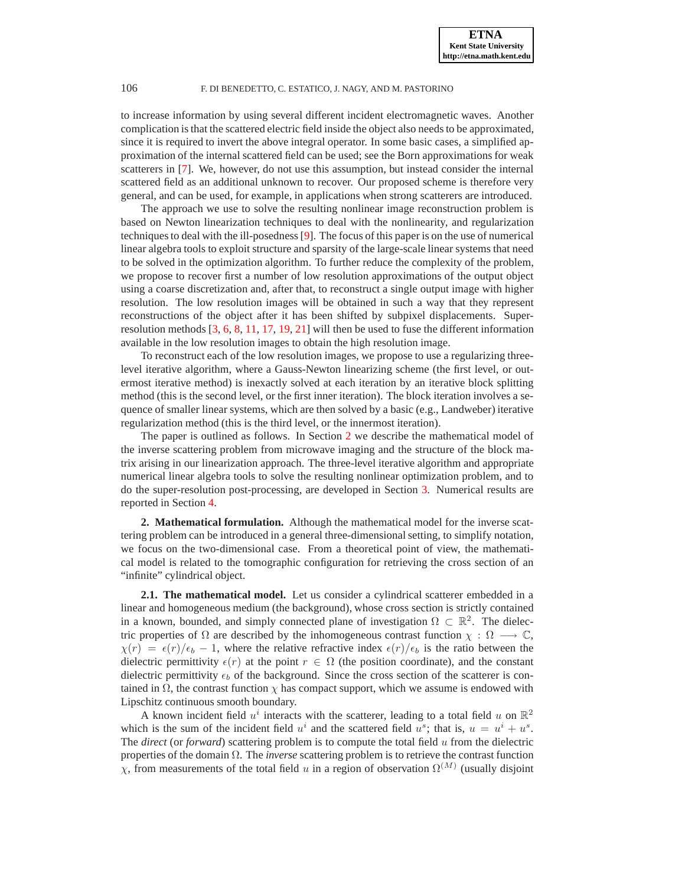to increase information by using several different incident electromagnetic waves. Another complication is that the scattered electric field inside the object also needs to be approximated, since it is required to invert the above integral operator. In some basic cases, a simplified approximation of the internal scattered field can be used; see the Born approximations for weak scatterers in [7]. We, however, do not use this assumption, but instead consider the internal scattered field as an additional unknown to recover. Our proposed scheme is therefore very general, and can be used, for example, in applications when strong scatterers are introduced.

The approach we use to solve the resulting nonlinear image reconstruction problem is based on Newton linearization techniques to deal with the nonlinearity, and regularization techniques to deal with the ill-posedness [9]. The focus of this paper is on the use of numerical linear algebra tools to exploit structure and sparsity of the large-scale linear systems that need to be solved in the optimization algorithm. To further reduce the complexity of the problem, we propose to recover first a number of low resolution approximations of the output object using a coarse discretization and, after that, to reconstruct a single output image with higher resolution. The low resolution images will be obtained in such a way that they represent reconstructions of the object after it has been shifted by subpixel displacements. Super-resolution methods [3, 6, 8, 11, 17, 19, 21] will then be used to fuse the different information available in the low resolution images to obtain the high resolution image.

To reconstruct each of the low resolution images, we propose to use a regularizing three-level iterative algorithm, where a Gauss-Newton linearizing scheme (the first level, or outermost iterative method) is inexactly solved at each iteration by an iterative block splitting method (this is the second level, or the first inner iteration). The block iteration involves a sequence of smaller linear systems, which are then solved by a basic (e.g., Landweber) iterative regularization method (this is the third level, or the innermost iteration).

The paper is outlined as follows. In Section 2 we describe the mathematical model of the inverse scattering problem from microwave imaging and the structure of the block matrix arising in our linearization approach. The three-level iterative algorithm and appropriate numerical linear algebra tools to solve the resulting nonlinear optimization problem, and to do the super-resolution post-processing, are developed in Section 3. Numerical results are reported in Section 4.

## 2. Mathematical formulation.

Although the mathematical model for the inverse scattering problem can be introduced in a general three-dimensional setting, to simplify notation, we focus on the two-dimensional case. From a theoretical point of view, the mathematical model is related to the tomographic configuration for retrieving the cross section of an "infinite" cylindrical object.

### 2.1. The mathematical model.

Let us consider a cylindrical scatterer embedded in a linear and homogeneous medium (the background), whose cross section is strictly contained in a known, bounded, and simply connected plane of investigation $\Omega \subset \mathbb{R}^2$. The dielectric properties of $\Omega$ are described by the inhomogeneous contrast function $\chi : \Omega \longrightarrow \mathbb{C}$, $\chi(r) = \epsilon(r)/\epsilon_b - 1$, where the relative refractive index $\epsilon(r)/\epsilon_b$ is the ratio between the dielectric permittivity $\epsilon(r)$ at the point $r \in \Omega$ (the position coordinate), and the constant dielectric permittivity $\epsilon_b$ of the background. Since the cross section of the scatterer is contained in $\Omega$, the contrast function $\chi$ has compact support, which we assume is endowed with Lipschitz continuous smooth boundary.

A known incident field $u^i$ interacts with the scatterer, leading to a total field $u$ on $\mathbb{R}^2$ which is the sum of the incident field $u^i$ and the scattered field $u^s$; that is, $u = u^i + u^s$. The *direct* (or *forward*) scattering problem is to compute the total field $u$ from the dielectric properties of the domain $\Omega$. The *inverse* scattering problem is to retrieve the contrast function $\chi$, from measurements of the total field $u$ in a region of observation $\Omega^{(M)}$ (usually disjoint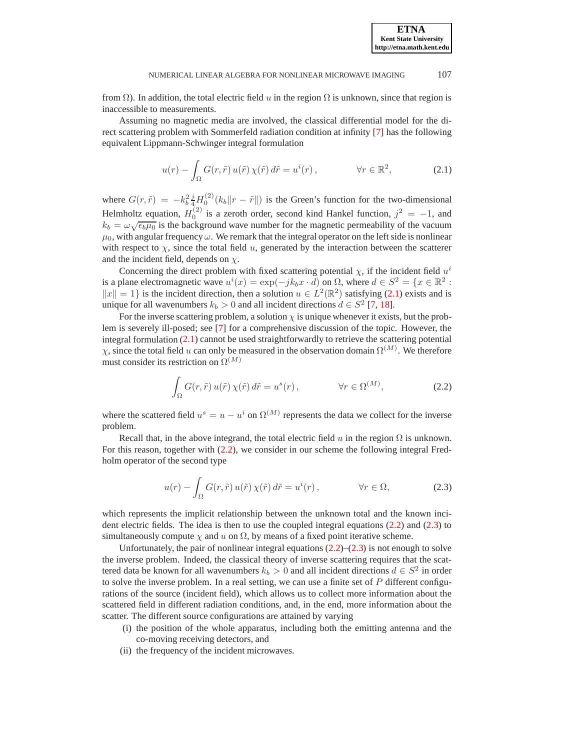from $\Omega$). In addition, the total electric field $u$ in the region $\Omega$ is unknown, since that region is inaccessible to measurements.

Assuming no magnetic media are involved, the classical differential model for the direct scattering problem with Sommerfeld radiation condition at infinity [7] has the following equivalent Lippmann-Schwinger integral formulation

$$u(r) - \int_{\Omega} G(r, \tilde{r})\, u(\tilde{r})\, \chi(\tilde{r})\, d\tilde{r} = u^i(r)\,, \qquad \forall r \in \mathbb{R}^2, \tag{2.1}$$

where $G(r, \tilde{r}) = -k_b^2 \frac{j}{4} H_0^{(2)}(k_b \| r - \tilde{r} \|)$ is the Green's function for the two-dimensional Helmholtz equation, $H_0^{(2)}$ is a zeroth order, second kind Hankel function, $j^2 = -1$, and $k_b = \omega\sqrt{\epsilon_b \mu_0}$ is the background wave number for the magnetic permeability of the vacuum $\mu_0$, with angular frequency $\omega$. We remark that the integral operator on the left side is nonlinear with respect to $\chi$, since the total field $u$, generated by the interaction between the scatterer and the incident field, depends on $\chi$.

Concerning the direct problem with fixed scattering potential $\chi$, if the incident field $u^i$ is a plane electromagnetic wave $u^i(x) = \exp(-jk_b x \cdot d)$ on $\Omega$, where $d \in S^2 = \{x \in \mathbb{R}^2 : \|x\| = 1\}$ is the incident direction, then a solution $u \in L^2(\mathbb{R}^2)$ satisfying (2.1) exists and is unique for all wavenumbers $k_b > 0$ and all incident directions $d \in S^2$ [7, 18].

For the inverse scattering problem, a solution $\chi$ is unique whenever it exists, but the problem is severely ill-posed; see [7] for a comprehensive discussion of the topic. However, the integral formulation (2.1) cannot be used straightforwardly to retrieve the scattering potential $\chi$, since the total field $u$ can only be measured in the observation domain $\Omega^{(M)}$. We therefore must consider its restriction on $\Omega^{(M)}$

$$\int_{\Omega} G(r, \tilde{r})\, u(\tilde{r})\, \chi(\tilde{r})\, d\tilde{r} = u^s(r)\,, \qquad \forall r \in \Omega^{(M)}, \tag{2.2}$$

where the scattered field $u^s = u - u^i$ on $\Omega^{(M)}$ represents the data we collect for the inverse problem.

Recall that, in the above integrand, the total electric field $u$ in the region $\Omega$ is unknown. For this reason, together with (2.2), we consider in our scheme the following integral Fredholm operator of the second type

$$u(r) - \int_{\Omega} G(r, \tilde{r})\, u(\tilde{r})\, \chi(\tilde{r})\, d\tilde{r} = u^i(r)\,, \qquad \forall r \in \Omega, \tag{2.3}$$

which represents the implicit relationship between the unknown total and the known incident electric fields. The idea is then to use the coupled integral equations (2.2) and (2.3) to simultaneously compute $\chi$ and $u$ on $\Omega$, by means of a fixed point iterative scheme.

Unfortunately, the pair of nonlinear integral equations (2.2)–(2.3) is not enough to solve the inverse problem. Indeed, the classical theory of inverse scattering requires that the scattered data be known for all wavenumbers $k_b > 0$ and all incident directions $d \in S^2$ in order to solve the inverse problem. In a real setting, we can use a finite set of $P$ different configurations of the source (incident field), which allows us to collect more information about the scattered field in different radiation conditions, and, in the end, more information about the scatter. The different source configurations are attained by varying

(i) the position of the whole apparatus, including both the emitting antenna and the co-moving receiving detectors, and
(ii) the frequency of the incident microwaves.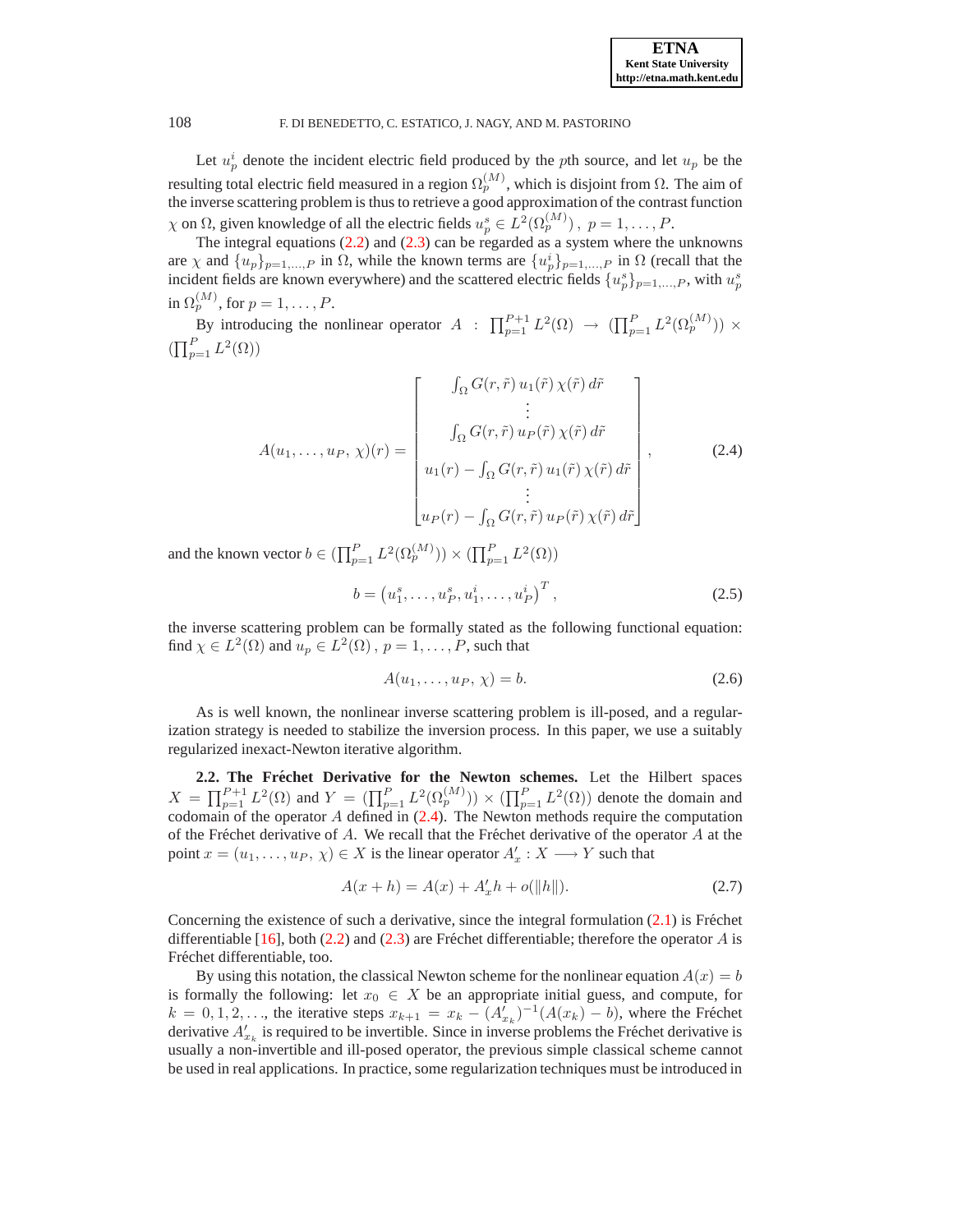Let $u_p^i$ denote the incident electric field produced by the $p$th source, and let $u_p$ be the resulting total electric field measured in a region $\Omega_p^{(M)}$, which is disjoint from $\Omega$. The aim of the inverse scattering problem is thus to retrieve a good approximation of the contrast function $\chi$ on $\Omega$, given knowledge of all the electric fields $u_p^s \in L^2(\Omega_p^{(M)})\,,\ p = 1, \ldots, P$.

The integral equations (2.2) and (2.3) can be regarded as a system where the unknowns are $\chi$ and $\{u_p\}_{p=1,\ldots,P}$ in $\Omega$, while the known terms are $\{u_p^i\}_{p=1,\ldots,P}$ in $\Omega$ (recall that the incident fields are known everywhere) and the scattered electric fields $\{u_p^s\}_{p=1,\ldots,P}$, with $u_p^s$ in $\Omega_p^{(M)}$, for $p = 1, \ldots, P$.

By introducing the nonlinear operator $A \;:\; \prod_{p=1}^{P+1} L^2(\Omega) \;\rightarrow\; (\prod_{p=1}^{P} L^2(\Omega_p^{(M)})) \times (\prod_{p=1}^{P} L^2(\Omega))$

$$
A(u_1, \ldots, u_P,\, \chi)(r) = \begin{bmatrix} \int_\Omega G(r,\tilde{r})\, u_1(\tilde{r})\, \chi(\tilde{r})\, d\tilde{r} \\ \vdots \\ \int_\Omega G(r,\tilde{r})\, u_P(\tilde{r})\, \chi(\tilde{r})\, d\tilde{r} \\ u_1(r) - \int_\Omega G(r,\tilde{r})\, u_1(\tilde{r})\, \chi(\tilde{r})\, d\tilde{r} \\ \vdots \\ u_P(r) - \int_\Omega G(r,\tilde{r})\, u_P(\tilde{r})\, \chi(\tilde{r})\, d\tilde{r} \end{bmatrix}, \tag{2.4}
$$

and the known vector $b \in (\prod_{p=1}^{P} L^2(\Omega_p^{(M)})) \times (\prod_{p=1}^{P} L^2(\Omega))$

$$
b = \left(u_1^s, \ldots, u_P^s, u_1^i, \ldots, u_P^i\right)^T, \tag{2.5}
$$

the inverse scattering problem can be formally stated as the following functional equation: find $\chi \in L^2(\Omega)$ and $u_p \in L^2(\Omega)\,,\ p = 1, \ldots, P$, such that

$$
A(u_1, \ldots, u_P,\, \chi) = b. \tag{2.6}
$$

As is well known, the nonlinear inverse scattering problem is ill-posed, and a regularization strategy is needed to stabilize the inversion process. In this paper, we use a suitably regularized inexact-Newton iterative algorithm.

**2.2. The Fréchet Derivative for the Newton schemes.** Let the Hilbert spaces $X = \prod_{p=1}^{P+1} L^2(\Omega)$ and $Y = (\prod_{p=1}^{P} L^2(\Omega_p^{(M)})) \times (\prod_{p=1}^{P} L^2(\Omega))$ denote the domain and codomain of the operator $A$ defined in (2.4). The Newton methods require the computation of the Fréchet derivative of $A$. We recall that the Fréchet derivative of the operator $A$ at the point $x = (u_1, \ldots, u_P,\, \chi) \in X$ is the linear operator $A'_x : X \longrightarrow Y$ such that

$$
A(x + h) = A(x) + A'_x h + o(\|h\|). \tag{2.7}
$$

Concerning the existence of such a derivative, since the integral formulation (2.1) is Fréchet differentiable [16], both (2.2) and (2.3) are Fréchet differentiable; therefore the operator $A$ is Fréchet differentiable, too.

By using this notation, the classical Newton scheme for the nonlinear equation $A(x) = b$ is formally the following: let $x_0 \in X$ be an appropriate initial guess, and compute, for $k = 0, 1, 2, \ldots$, the iterative steps $x_{k+1} = x_k - (A'_{x_k})^{-1}(A(x_k) - b)$, where the Fréchet derivative $A'_{x_k}$ is required to be invertible. Since in inverse problems the Fréchet derivative is usually a non-invertible and ill-posed operator, the previous simple classical scheme cannot be used in real applications. In practice, some regularization techniques must be introduced in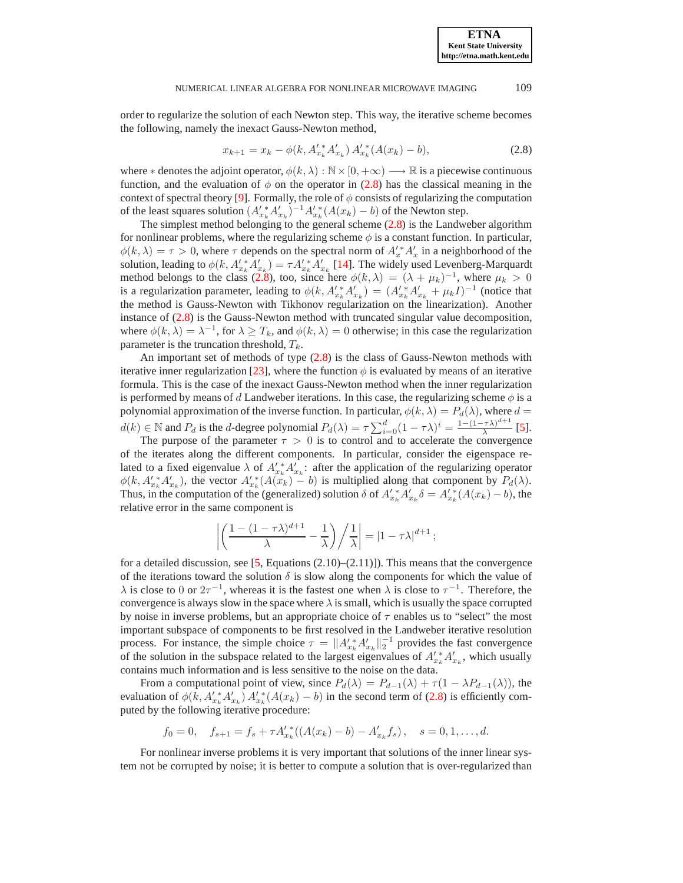order to regularize the solution of each Newton step. This way, the iterative scheme becomes the following, namely the inexact Gauss-Newton method,

$$x_{k+1} = x_k - \phi(k, A'^*_{x_k} A'_{x_k})\, A'^*_{x_k}(A(x_k) - b), \tag{2.8}$$

where $*$ denotes the adjoint operator, $\phi(k, \lambda) : \mathbb{N} \times [0, +\infty) \longrightarrow \mathbb{R}$ is a piecewise continuous function, and the evaluation of $\phi$ on the operator in (2.8) has the classical meaning in the context of spectral theory [9]. Formally, the role of $\phi$ consists of regularizing the computation of the least squares solution $(A'^*_{x_k} A'_{x_k})^{-1} A'^*_{x_k}(A(x_k) - b)$ of the Newton step.

The simplest method belonging to the general scheme (2.8) is the Landweber algorithm for nonlinear problems, where the regularizing scheme $\phi$ is a constant function. In particular, $\phi(k, \lambda) = \tau > 0$, where $\tau$ depends on the spectral norm of $A'^*_x A'_x$ in a neighborhood of the solution, leading to $\phi(k, A'^*_{x_k} A'_{x_k}) = \tau A'^*_{x_k} A'_{x_k}$ [14]. The widely used Levenberg-Marquardt method belongs to the class (2.8), too, since here $\phi(k, \lambda) = (\lambda + \mu_k)^{-1}$, where $\mu_k > 0$ is a regularization parameter, leading to $\phi(k, A'^*_{x_k} A'_{x_k}) = (A'^*_{x_k} A'_{x_k} + \mu_k I)^{-1}$ (notice that the method is Gauss-Newton with Tikhonov regularization on the linearization). Another instance of (2.8) is the Gauss-Newton method with truncated singular value decomposition, where $\phi(k, \lambda) = \lambda^{-1}$, for $\lambda \geq T_k$, and $\phi(k, \lambda) = 0$ otherwise; in this case the regularization parameter is the truncation threshold, $T_k$.

An important set of methods of type (2.8) is the class of Gauss-Newton methods with iterative inner regularization [23], where the function $\phi$ is evaluated by means of an iterative formula. This is the case of the inexact Gauss-Newton method when the inner regularization is performed by means of $d$ Landweber iterations. In this case, the regularizing scheme $\phi$ is a polynomial approximation of the inverse function. In particular, $\phi(k, \lambda) = P_d(\lambda)$, where $d = d(k) \in \mathbb{N}$ and $P_d$ is the $d$-degree polynomial $P_d(\lambda) = \tau \sum_{i=0}^{d} (1 - \tau\lambda)^i = \frac{1-(1-\tau\lambda)^{d+1}}{\lambda}$ [5].

The purpose of the parameter $\tau > 0$ is to control and to accelerate the convergence of the iterates along the different components. In particular, consider the eigenspace related to a fixed eigenvalue $\lambda$ of $A'^*_{x_k} A'_{x_k}$: after the application of the regularizing operator $\phi(k, A'^*_{x_k} A'_{x_k})$, the vector $A'^*_{x_k}(A(x_k) - b)$ is multiplied along that component by $P_d(\lambda)$. Thus, in the computation of the (generalized) solution $\delta$ of $A'^*_{x_k} A'_{x_k} \delta = A'^*_{x_k}(A(x_k) - b)$, the relative error in the same component is

$$\left| \left( \frac{1 - (1 - \tau\lambda)^{d+1}}{\lambda} - \frac{1}{\lambda} \right) \Big/ \frac{1}{\lambda} \right| = |1 - \tau\lambda|^{d+1} ;$$

for a detailed discussion, see [5, Equations (2.10)–(2.11)]). This means that the convergence of the iterations toward the solution $\delta$ is slow along the components for which the value of $\lambda$ is close to $0$ or $2\tau^{-1}$, whereas it is the fastest one when $\lambda$ is close to $\tau^{-1}$. Therefore, the convergence is always slow in the space where $\lambda$ is small, which is usually the space corrupted by noise in inverse problems, but an appropriate choice of $\tau$ enables us to "select" the most important subspace of components to be first resolved in the Landweber iterative resolution process. For instance, the simple choice $\tau = \|A'^*_{x_k} A'_{x_k}\|_2^{-1}$ provides the fast convergence of the solution in the subspace related to the largest eigenvalues of $A'^*_{x_k} A'_{x_k}$, which usually contains much information and is less sensitive to the noise on the data.

From a computational point of view, since $P_d(\lambda) = P_{d-1}(\lambda) + \tau(1 - \lambda P_{d-1}(\lambda))$, the evaluation of $\phi(k, A'^*_{x_k} A'_{x_k})\, A'^*_{x_k}(A(x_k) - b)$ in the second term of (2.8) is efficiently computed by the following iterative procedure:

$$f_0 = 0, \quad f_{s+1} = f_s + \tau A'^*_{x_k}((A(x_k) - b) - A'_{x_k} f_s), \quad s = 0, 1, \ldots, d.$$

For nonlinear inverse problems it is very important that solutions of the inner linear system not be corrupted by noise; it is better to compute a solution that is over-regularized than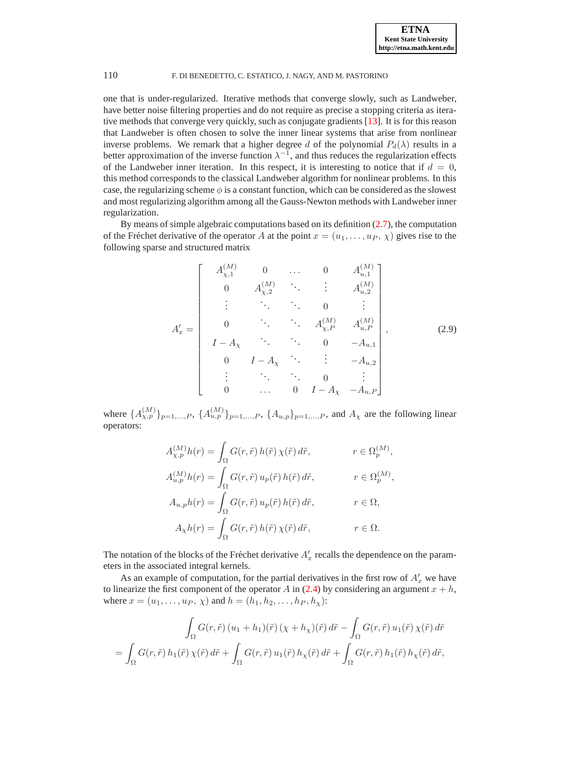one that is under-regularized. Iterative methods that converge slowly, such as Landweber, have better noise filtering properties and do not require as precise a stopping criteria as iterative methods that converge very quickly, such as conjugate gradients [13]. It is for this reason that Landweber is often chosen to solve the inner linear systems that arise from nonlinear inverse problems. We remark that a higher degree $d$ of the polynomial $P_d(\lambda)$ results in a better approximation of the inverse function $\lambda^{-1}$, and thus reduces the regularization effects of the Landweber inner iteration. In this respect, it is interesting to notice that if $d = 0$, this method corresponds to the classical Landweber algorithm for nonlinear problems. In this case, the regularizing scheme $\phi$ is a constant function, which can be considered as the slowest and most regularizing algorithm among all the Gauss-Newton methods with Landweber inner regularization.

By means of simple algebraic computations based on its definition (2.7), the computation of the Fréchet derivative of the operator $A$ at the point $x = (u_1, \ldots, u_P, \chi)$ gives rise to the following sparse and structured matrix

$$A'_x = \begin{bmatrix} A^{(M)}_{\chi,1} & 0 & \ldots & 0 & A^{(M)}_{u,1} \\ 0 & A^{(M)}_{\chi,2} & \ddots & \vdots & A^{(M)}_{u,2} \\ \vdots & \ddots & \ddots & 0 & \vdots \\ 0 & \ddots & \ddots & A^{(M)}_{\chi,P} & A^{(M)}_{u,P} \\ I - A_\chi & \ddots & \ddots & 0 & -A_{u,1} \\ 0 & I - A_\chi & \ddots & \vdots & -A_{u,2} \\ \vdots & \ddots & \ddots & 0 & \vdots \\ 0 & \ldots & 0 & I - A_\chi & -A_{u,P} \end{bmatrix}, \tag{2.9}$$

where $\{A^{(M)}_{\chi,p}\}_{p=1,\ldots,P}$, $\{A^{(M)}_{u,p}\}_{p=1,\ldots,P}$, $\{A_{u,p}\}_{p=1,\ldots,P}$, and $A_\chi$ are the following linear operators:

$$\begin{aligned} A^{(M)}_{\chi,p} h(r) &= \int_\Omega G(r,\tilde{r})\, h(\tilde{r})\, \chi(\tilde{r})\, d\tilde{r}, & r \in \Omega^{(M)}_p, \\ A^{(M)}_{u,p} h(r) &= \int_\Omega G(r,\tilde{r})\, u_p(\tilde{r})\, h(\tilde{r})\, d\tilde{r}, & r \in \Omega^{(M)}_p, \\ A_{u,p} h(r) &= \int_\Omega G(r,\tilde{r})\, u_p(\tilde{r})\, h(\tilde{r})\, d\tilde{r}, & r \in \Omega, \\ A_\chi h(r) &= \int_\Omega G(r,\tilde{r})\, h(\tilde{r})\, \chi(\tilde{r})\, d\tilde{r}, & r \in \Omega. \end{aligned}$$

The notation of the blocks of the Fréchet derivative $A'_x$ recalls the dependence on the parameters in the associated integral kernels.

As an example of computation, for the partial derivatives in the first row of $A'_x$ we have to linearize the first component of the operator $A$ in (2.4) by considering an argument $x + h$, where $x = (u_1, \ldots, u_P, \chi)$ and $h = (h_1, h_2, \ldots, h_P, h_\chi)$:

$$\begin{aligned} &\int_\Omega G(r,\tilde{r})\, (u_1 + h_1)(\tilde{r})\, (\chi + h_\chi)(\tilde{r})\, d\tilde{r} - \int_\Omega G(r,\tilde{r})\, u_1(\tilde{r})\, \chi(\tilde{r})\, d\tilde{r} \\ = &\int_\Omega G(r,\tilde{r})\, h_1(\tilde{r})\, \chi(\tilde{r})\, d\tilde{r} + \int_\Omega G(r,\tilde{r})\, u_1(\tilde{r})\, h_\chi(\tilde{r})\, d\tilde{r} + \int_\Omega G(r,\tilde{r})\, h_1(\tilde{r})\, h_\chi(\tilde{r})\, d\tilde{r}, \end{aligned}$$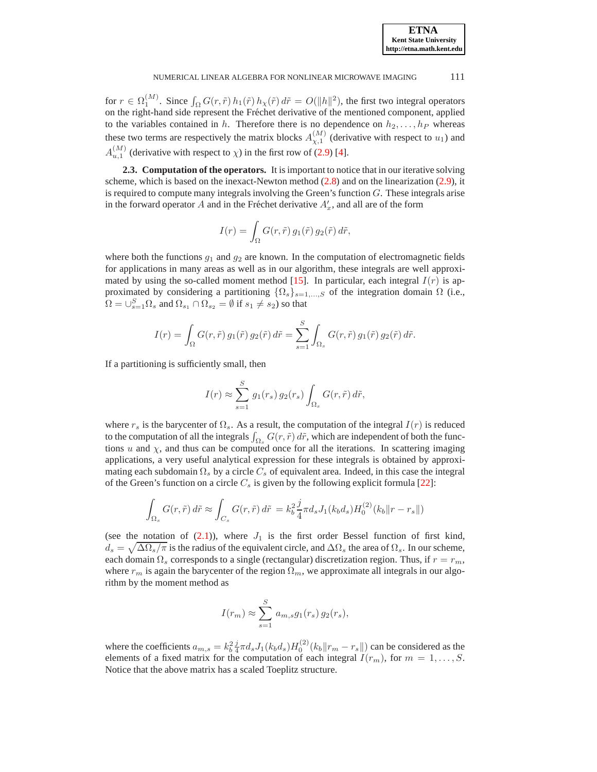for $r \in \Omega_1^{(M)}$. Since $\int_\Omega G(r,\tilde{r})\, h_1(\tilde{r})\, h_\chi(\tilde{r})\, d\tilde{r} = O(\|h\|^2)$, the first two integral operators on the right-hand side represent the Fréchet derivative of the mentioned component, applied to the variables contained in $h$. Therefore there is no dependence on $h_2, \ldots, h_P$ whereas these two terms are respectively the matrix blocks $A_{\chi,1}^{(M)}$ (derivative with respect to $u_1$) and $A_{u,1}^{(M)}$ (derivative with respect to $\chi$) in the first row of (2.9) [4].

**2.3. Computation of the operators.** It is important to notice that in our iterative solving scheme, which is based on the inexact-Newton method (2.8) and on the linearization (2.9), it is required to compute many integrals involving the Green's function $G$. These integrals arise in the forward operator $A$ and in the Fréchet derivative $A'_x$, and all are of the form

$$I(r) = \int_\Omega G(r,\tilde{r})\, g_1(\tilde{r})\, g_2(\tilde{r})\, d\tilde{r},$$

where both the functions $g_1$ and $g_2$ are known. In the computation of electromagnetic fields for applications in many areas as well as in our algorithm, these integrals are well approximated by using the so-called moment method [15]. In particular, each integral $I(r)$ is approximated by considering a partitioning $\{\Omega_s\}_{s=1,\ldots,S}$ of the integration domain $\Omega$ (i.e., $\Omega = \cup_{s=1}^{S} \Omega_s$ and $\Omega_{s_1} \cap \Omega_{s_2} = \emptyset$ if $s_1 \neq s_2$) so that

$$I(r) = \int_\Omega G(r,\tilde{r})\, g_1(\tilde{r})\, g_2(\tilde{r})\, d\tilde{r} = \sum_{s=1}^{S} \int_{\Omega_s} G(r,\tilde{r})\, g_1(\tilde{r})\, g_2(\tilde{r})\, d\tilde{r}.$$

If a partitioning is sufficiently small, then

$$I(r) \approx \sum_{s=1}^{S} g_1(r_s)\, g_2(r_s) \int_{\Omega_s} G(r,\tilde{r})\, d\tilde{r},$$

where $r_s$ is the barycenter of $\Omega_s$. As a result, the computation of the integral $I(r)$ is reduced to the computation of all the integrals $\int_{\Omega_s} G(r,\tilde{r})\, d\tilde{r}$, which are independent of both the functions $u$ and $\chi$, and thus can be computed once for all the iterations. In scattering imaging applications, a very useful analytical expression for these integrals is obtained by approximating each subdomain $\Omega_s$ by a circle $C_s$ of equivalent area. Indeed, in this case the integral of the Green's function on a circle $C_s$ is given by the following explicit formula [22]:

$$\int_{\Omega_s} G(r,\tilde{r})\, d\tilde{r} \approx \int_{C_s} G(r,\tilde{r})\, d\tilde{r} = k_b^2 \frac{j}{4} \pi d_s J_1(k_b d_s) H_0^{(2)}(k_b \|r - r_s\|)$$

(see the notation of (2.1)), where $J_1$ is the first order Bessel function of first kind, $d_s = \sqrt{\Delta\Omega_s/\pi}$ is the radius of the equivalent circle, and $\Delta\Omega_s$ the area of $\Omega_s$. In our scheme, each domain $\Omega_s$ corresponds to a single (rectangular) discretization region. Thus, if $r = r_m$, where $r_m$ is again the barycenter of the region $\Omega_m$, we approximate all integrals in our algorithm by the moment method as

$$I(r_m) \approx \sum_{s=1}^{S} a_{m,s} g_1(r_s)\, g_2(r_s),$$

where the coefficients $a_{m,s} = k_b^2 \frac{j}{4} \pi d_s J_1(k_b d_s) H_0^{(2)}(k_b \|r_m - r_s\|)$ can be considered as the elements of a fixed matrix for the computation of each integral $I(r_m)$, for $m = 1, \ldots, S$. Notice that the above matrix has a scaled Toeplitz structure.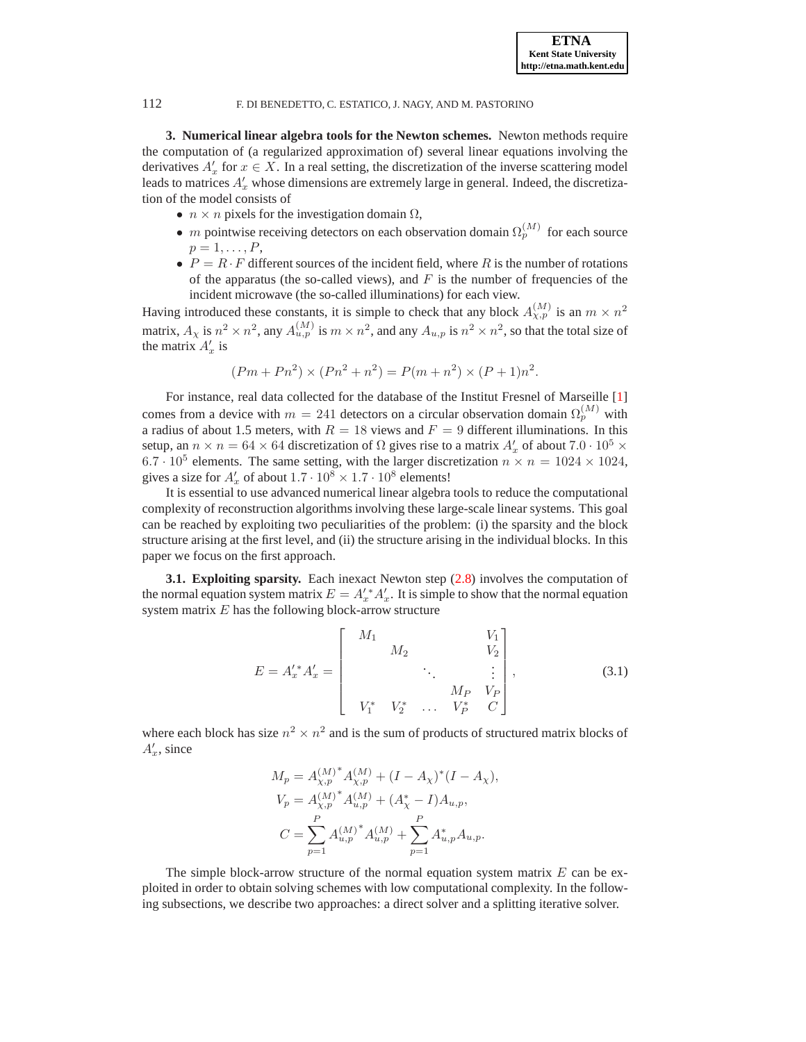**3. Numerical linear algebra tools for the Newton schemes.** Newton methods require the computation of (a regularized approximation of) several linear equations involving the derivatives $A'_x$ for $x \in X$. In a real setting, the discretization of the inverse scattering model leads to matrices $A'_x$ whose dimensions are extremely large in general. Indeed, the discretization of the model consists of

- $n \times n$ pixels for the investigation domain $\Omega$,
- $m$ pointwise receiving detectors on each observation domain $\Omega_p^{(M)}$ for each source $p = 1, \dots, P$,
- $P = R \cdot F$ different sources of the incident field, where $R$ is the number of rotations of the apparatus (the so-called views), and $F$ is the number of frequencies of the incident microwave (the so-called illuminations) for each view.

Having introduced these constants, it is simple to check that any block $A_{\chi,p}^{(M)}$ is an $m \times n^2$ matrix, $A_\chi$ is $n^2 \times n^2$, any $A_{u,p}^{(M)}$ is $m \times n^2$, and any $A_{u,p}$ is $n^2 \times n^2$, so that the total size of the matrix $A'_x$ is

$$(Pm + Pn^2) \times (Pn^2 + n^2) = P(m + n^2) \times (P + 1)n^2.$$

For instance, real data collected for the database of the Institut Fresnel of Marseille [1] comes from a device with $m = 241$ detectors on a circular observation domain $\Omega_p^{(M)}$ with a radius of about 1.5 meters, with $R = 18$ views and $F = 9$ different illuminations. In this setup, an $n \times n = 64 \times 64$ discretization of $\Omega$ gives rise to a matrix $A'_x$ of about $7.0 \cdot 10^5 \times 6.7 \cdot 10^5$ elements. The same setting, with the larger discretization $n \times n = 1024 \times 1024$, gives a size for $A'_x$ of about $1.7 \cdot 10^8 \times 1.7 \cdot 10^8$ elements!

It is essential to use advanced numerical linear algebra tools to reduce the computational complexity of reconstruction algorithms involving these large-scale linear systems. This goal can be reached by exploiting two peculiarities of the problem: (i) the sparsity and the block structure arising at the first level, and (ii) the structure arising in the individual blocks. In this paper we focus on the first approach.

**3.1. Exploiting sparsity.** Each inexact Newton step (2.8) involves the computation of the normal equation system matrix $E = A_x'^* A'_x$. It is simple to show that the normal equation system matrix $E$ has the following block-arrow structure

$$E = A_x'^* A'_x = \begin{bmatrix} M_1 & & & & V_1 \\ & M_2 & & & V_2 \\ & & \ddots & & \vdots \\ & & & M_P & V_P \\ V_1^* & V_2^* & \dots & V_P^* & C \end{bmatrix}, \tag{3.1}$$

where each block has size $n^2 \times n^2$ and is the sum of products of structured matrix blocks of $A'_x$, since

$$\begin{aligned}
M_p &= {A_{\chi,p}^{(M)}}^* A_{\chi,p}^{(M)} + (I - A_\chi)^*(I - A_\chi), \\
V_p &= {A_{\chi,p}^{(M)}}^* A_{u,p}^{(M)} + (A_\chi^* - I)A_{u,p}, \\
C &= \sum_{p=1}^{P} {A_{u,p}^{(M)}}^* A_{u,p}^{(M)} + \sum_{p=1}^{P} A_{u,p}^* A_{u,p}.
\end{aligned}$$

The simple block-arrow structure of the normal equation system matrix $E$ can be exploited in order to obtain solving schemes with low computational complexity. In the following subsections, we describe two approaches: a direct solver and a splitting iterative solver.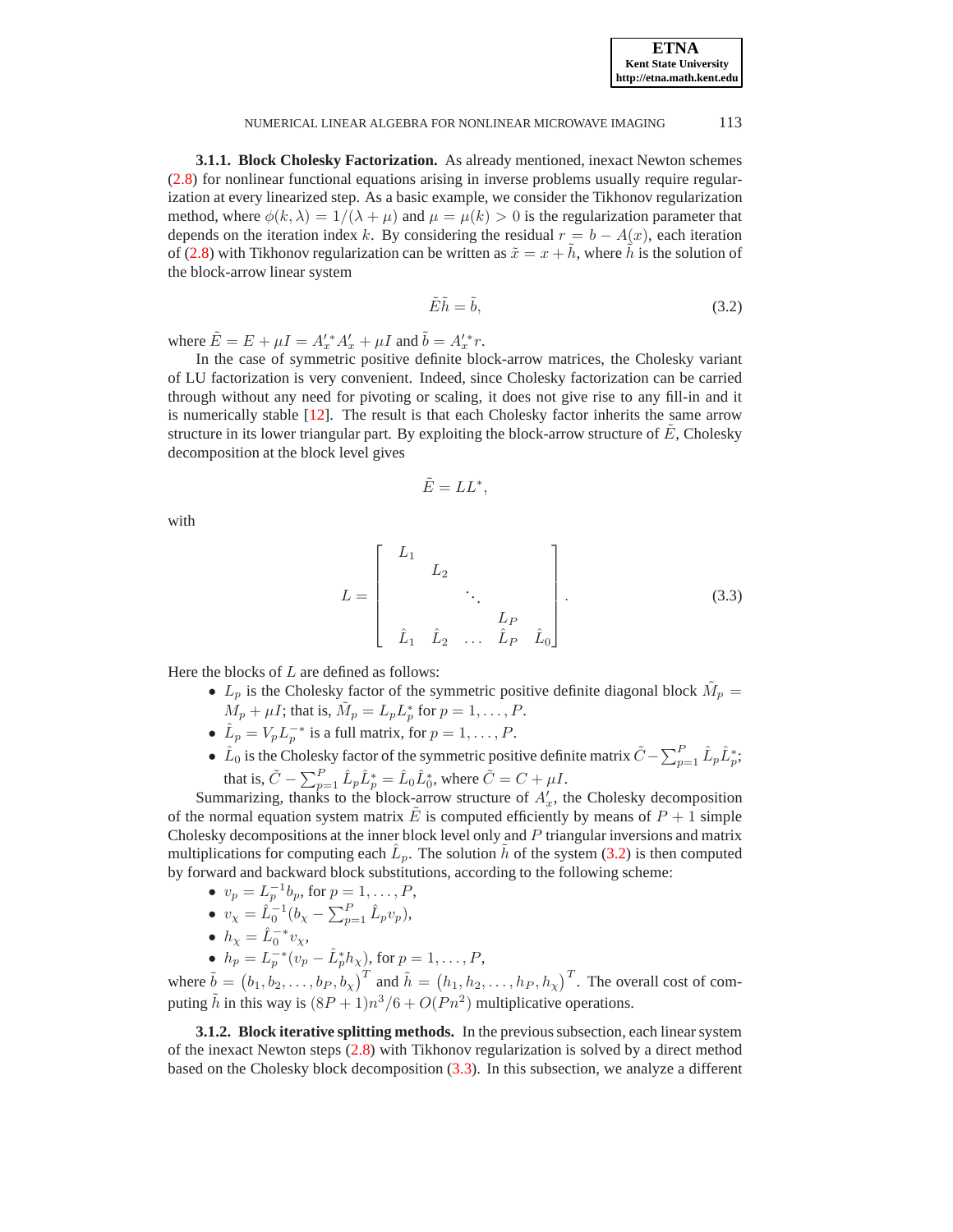**3.1.1. Block Cholesky Factorization.** As already mentioned, inexact Newton schemes (2.8) for nonlinear functional equations arising in inverse problems usually require regularization at every linearized step. As a basic example, we consider the Tikhonov regularization method, where $\phi(k,\lambda) = 1/(\lambda+\mu)$ and $\mu = \mu(k) > 0$ is the regularization parameter that depends on the iteration index $k$. By considering the residual $r = b - A(x)$, each iteration of (2.8) with Tikhonov regularization can be written as $\tilde{x} = x + \tilde{h}$, where $\tilde{h}$ is the solution of the block-arrow linear system

$$\tilde{E}\tilde{h} = \tilde{b}, \tag{3.2}$$

where $\tilde{E} = E + \mu I = A_x'^* A_x' + \mu I$ and $\tilde{b} = A_x'^* r$.

In the case of symmetric positive definite block-arrow matrices, the Cholesky variant of LU factorization is very convenient. Indeed, since Cholesky factorization can be carried through without any need for pivoting or scaling, it does not give rise to any fill-in and it is numerically stable [12]. The result is that each Cholesky factor inherits the same arrow structure in its lower triangular part. By exploiting the block-arrow structure of $\tilde{E}$, Cholesky decomposition at the block level gives

$$\tilde{E} = LL^*,$$

with

$$L = \begin{bmatrix} L_1 & & & & \\ & L_2 & & & \\ & & \ddots & & \\ & & & L_P & \\ \hat{L}_1 & \hat{L}_2 & \dots & \hat{L}_P & \hat{L}_0 \end{bmatrix}. \tag{3.3}$$

Here the blocks of $L$ are defined as follows:

- $L_p$ is the Cholesky factor of the symmetric positive definite diagonal block $\tilde{M}_p = M_p + \mu I$; that is, $\tilde{M}_p = L_p L_p^*$ for $p = 1, \dots, P$.
- $\hat{L}_p = V_p L_p^{-*}$ is a full matrix, for $p = 1, \dots, P$.
- $\hat{L}_0$ is the Cholesky factor of the symmetric positive definite matrix $\tilde{C} - \sum_{p=1}^{P} \hat{L}_p \hat{L}_p^*$; that is, $\tilde{C} - \sum_{p=1}^{P} \hat{L}_p \hat{L}_p^* = \hat{L}_0 \hat{L}_0^*$, where $\tilde{C} = C + \mu I$.

Summarizing, thanks to the block-arrow structure of $A_x'$, the Cholesky decomposition of the normal equation system matrix $\tilde{E}$ is computed efficiently by means of $P+1$ simple Cholesky decompositions at the inner block level only and $P$ triangular inversions and matrix multiplications for computing each $\hat{L}_p$. The solution $\tilde{h}$ of the system (3.2) is then computed by forward and backward block substitutions, according to the following scheme:

- $v_p = L_p^{-1} b_p$, for $p = 1, \dots, P$,
- $v_\chi = \hat{L}_0^{-1}(b_\chi - \sum_{p=1}^{P} \hat{L}_p v_p)$,
- $h_\chi = \hat{L}_0^{-*} v_\chi$,
- $h_p = L_p^{-*}(v_p - \hat{L}_p^* h_\chi)$, for $p = 1, \dots, P$,

where $\tilde{b} = \left(b_1, b_2, \dots, b_P, b_\chi\right)^T$ and $\tilde{h} = \left(h_1, h_2, \dots, h_P, h_\chi\right)^T$. The overall cost of computing $\tilde{h}$ in this way is $(8P+1)n^3/6 + O(Pn^2)$ multiplicative operations.

**3.1.2. Block iterative splitting methods.** In the previous subsection, each linear system of the inexact Newton steps (2.8) with Tikhonov regularization is solved by a direct method based on the Cholesky block decomposition (3.3). In this subsection, we analyze a different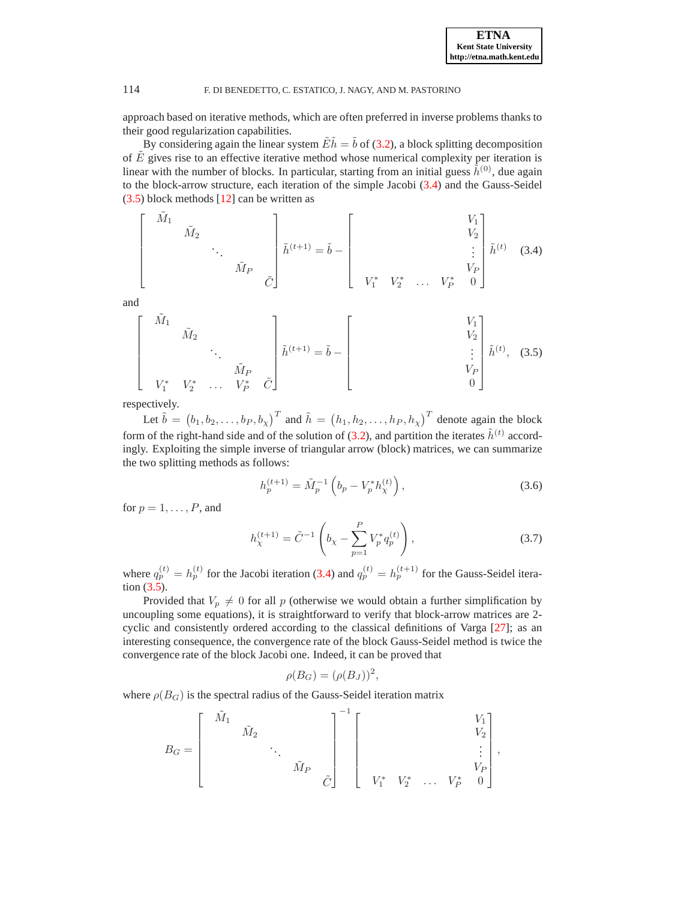approach based on iterative methods, which are often preferred in inverse problems thanks to their good regularization capabilities.

By considering again the linear system $\tilde{E}\tilde{h} = \tilde{b}$ of (3.2), a block splitting decomposition of $\tilde{E}$ gives rise to an effective iterative method whose numerical complexity per iteration is linear with the number of blocks. In particular, starting from an initial guess $\tilde{h}^{(0)}$, due again to the block-arrow structure, each iteration of the simple Jacobi (3.4) and the Gauss-Seidel (3.5) block methods [12] can be written as

$$\begin{bmatrix} \tilde{M}_1 & & & & \\ & \tilde{M}_2 & & & \\ & & \ddots & & \\ & & & \tilde{M}_P & \\ & & & & \tilde{C} \end{bmatrix} \tilde{h}^{(t+1)} = \tilde{b} - \begin{bmatrix} & & & & V_1 \\ & & & & V_2 \\ & & & & \vdots \\ & & & & V_P \\ V_1^* & V_2^* & \dots & V_P^* & 0 \end{bmatrix} \tilde{h}^{(t)} \tag{3.4}$$

and

$$\begin{bmatrix} \tilde{M}_1 & & & & \\ & \tilde{M}_2 & & & \\ & & \ddots & & \\ & & & \tilde{M}_P & \\ V_1^* & V_2^* & \dots & V_P^* & \tilde{C} \end{bmatrix} \tilde{h}^{(t+1)} = \tilde{b} - \begin{bmatrix} & & & & V_1 \\ & & & & V_2 \\ & & & & \vdots \\ & & & & V_P \\ & & & & 0 \end{bmatrix} \tilde{h}^{(t)}, \tag{3.5}$$

respectively.

Let $\tilde{b} = \left(b_1, b_2, \dots, b_P, b_\chi\right)^T$ and $\tilde{h} = \left(h_1, h_2, \dots, h_P, h_\chi\right)^T$ denote again the block form of the right-hand side and of the solution of (3.2), and partition the iterates $\tilde{h}^{(t)}$ accordingly. Exploiting the simple inverse of triangular arrow (block) matrices, we can summarize the two splitting methods as follows:

$$h_p^{(t+1)} = \tilde{M}_p^{-1}\left(b_p - V_p^* h_\chi^{(t)}\right), \tag{3.6}$$

for $p = 1, \dots, P$, and

$$h_\chi^{(t+1)} = \tilde{C}^{-1}\left(b_\chi - \sum_{p=1}^{P} V_p^* q_p^{(t)}\right), \tag{3.7}$$

where $q_p^{(t)} = h_p^{(t)}$ for the Jacobi iteration (3.4) and $q_p^{(t)} = h_p^{(t+1)}$ for the Gauss-Seidel iteration (3.5).

Provided that $V_p \neq 0$ for all $p$ (otherwise we would obtain a further simplification by uncoupling some equations), it is straightforward to verify that block-arrow matrices are 2-cyclic and consistently ordered according to the classical definitions of Varga [27]; as an interesting consequence, the convergence rate of the block Gauss-Seidel method is twice the convergence rate of the block Jacobi one. Indeed, it can be proved that

$$\rho(B_G) = (\rho(B_J))^2,$$

where $\rho(B_G)$ is the spectral radius of the Gauss-Seidel iteration matrix

$$B_G = \begin{bmatrix} \tilde{M}_1 & & & & \\ & \tilde{M}_2 & & & \\ & & \ddots & & \\ & & & \tilde{M}_P & \\ & & & & \tilde{C} \end{bmatrix}^{-1} \begin{bmatrix} & & & & V_1 \\ & & & & V_2 \\ & & & & \vdots \\ & & & & V_P \\ V_1^* & V_2^* & \dots & V_P^* & 0 \end{bmatrix},$$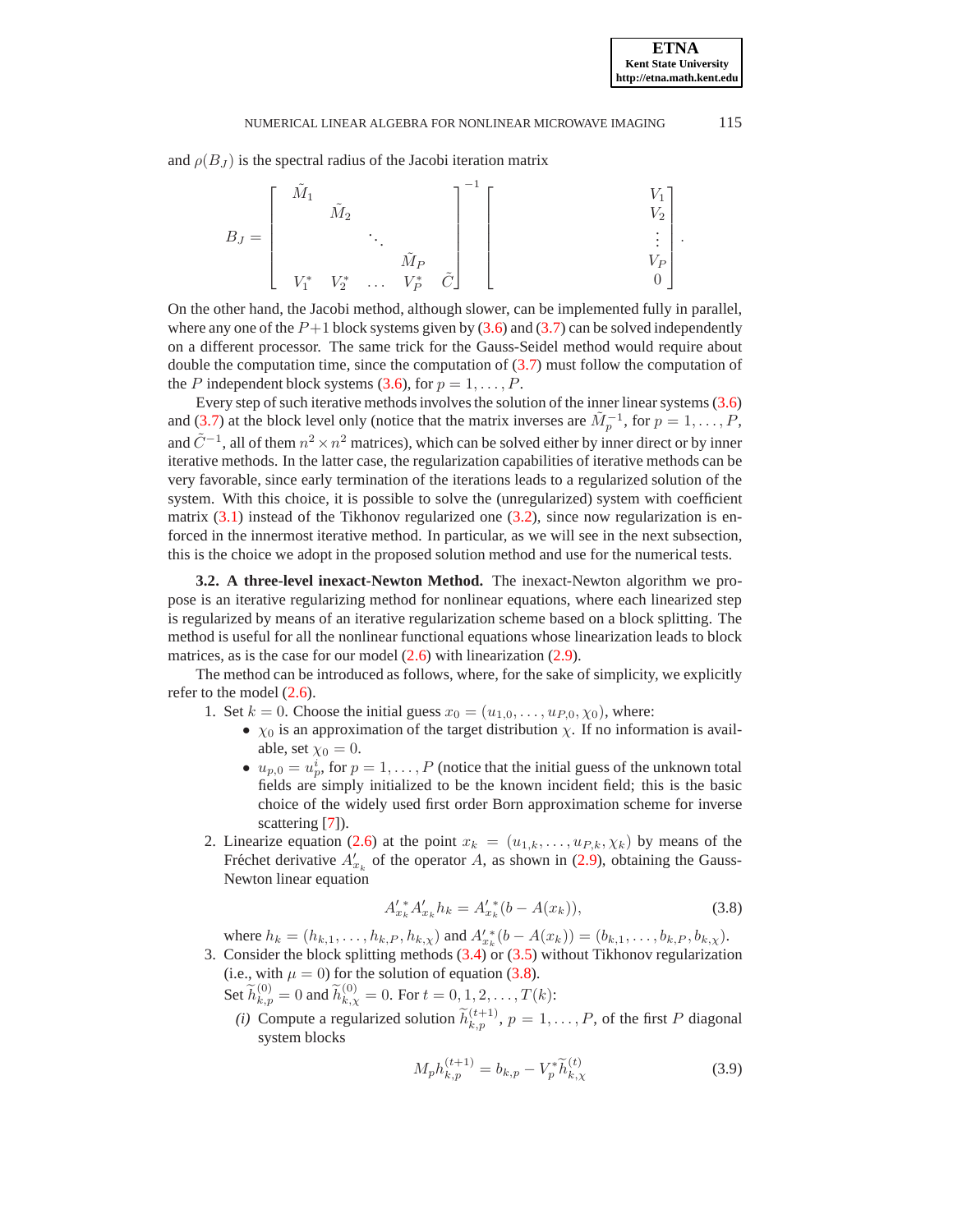and $\rho(B_J)$ is the spectral radius of the Jacobi iteration matrix

$$B_J = \begin{bmatrix} \tilde{M}_1 & & & & \\ & \tilde{M}_2 & & & \\ & & \ddots & & \\ & & & \tilde{M}_P & \\ V_1^* & V_2^* & \dots & V_P^* & \tilde{C} \end{bmatrix}^{-1} \begin{bmatrix} & & & & V_1 \\ & & & & V_2 \\ & & & & \vdots \\ & & & & V_P \\ & & & & 0 \end{bmatrix}.$$

On the other hand, the Jacobi method, although slower, can be implemented fully in parallel, where any one of the $P+1$ block systems given by (3.6) and (3.7) can be solved independently on a different processor. The same trick for the Gauss-Seidel method would require about double the computation time, since the computation of (3.7) must follow the computation of the $P$ independent block systems (3.6), for $p = 1, \dots, P$.

Every step of such iterative methods involves the solution of the inner linear systems (3.6) and (3.7) at the block level only (notice that the matrix inverses are $\tilde{M}_p^{-1}$, for $p = 1, \dots, P$, and $\tilde{C}^{-1}$, all of them $n^2 \times n^2$ matrices), which can be solved either by inner direct or by inner iterative methods. In the latter case, the regularization capabilities of iterative methods can be very favorable, since early termination of the iterations leads to a regularized solution of the system. With this choice, it is possible to solve the (unregularized) system with coefficient matrix (3.1) instead of the Tikhonov regularized one (3.2), since now regularization is enforced in the innermost iterative method. In particular, as we will see in the next subsection, this is the choice we adopt in the proposed solution method and use for the numerical tests.

**3.2. A three-level inexact-Newton Method.** The inexact-Newton algorithm we propose is an iterative regularizing method for nonlinear equations, where each linearized step is regularized by means of an iterative regularization scheme based on a block splitting. The method is useful for all the nonlinear functional equations whose linearization leads to block matrices, as is the case for our model (2.6) with linearization (2.9).

The method can be introduced as follows, where, for the sake of simplicity, we explicitly refer to the model (2.6).

1. Set $k = 0$. Choose the initial guess $x_0 = (u_{1,0}, \dots, u_{P,0}, \chi_0)$, where:
   - $\chi_0$ is an approximation of the target distribution $\chi$. If no information is available, set $\chi_0 = 0$.
   - $u_{p,0} = u_p^i$, for $p = 1, \dots, P$ (notice that the initial guess of the unknown total fields are simply initialized to be the known incident field; this is the basic choice of the widely used first order Born approximation scheme for inverse scattering [7]).
2. Linearize equation (2.6) at the point $x_k = (u_{1,k}, \dots, u_{P,k}, \chi_k)$ by means of the Fréchet derivative $A'_{x_k}$ of the operator $A$, as shown in (2.9), obtaining the Gauss-Newton linear equation

$$A'^*_{x_k} A'_{x_k} h_k = A'^*_{x_k}(b - A(x_k)), \tag{3.8}$$

   where $h_k = (h_{k,1}, \dots, h_{k,P}, h_{k,\chi})$ and $A'^*_{x_k}(b - A(x_k)) = (b_{k,1}, \dots, b_{k,P}, b_{k,\chi})$.
3. Consider the block splitting methods (3.4) or (3.5) without Tikhonov regularization (i.e., with $\mu = 0$) for the solution of equation (3.8).
   Set $\widetilde{h}_{k,p}^{(0)} = 0$ and $\widetilde{h}_{k,\chi}^{(0)} = 0$. For $t = 0, 1, 2, \dots, T(k)$:
   *(i)* Compute a regularized solution $\widetilde{h}_{k,p}^{(t+1)}$, $p = 1, \dots, P$, of the first $P$ diagonal system blocks

$$M_p h_{k,p}^{(t+1)} = b_{k,p} - V_p^* \widetilde{h}_{k,\chi}^{(t)} \tag{3.9}$$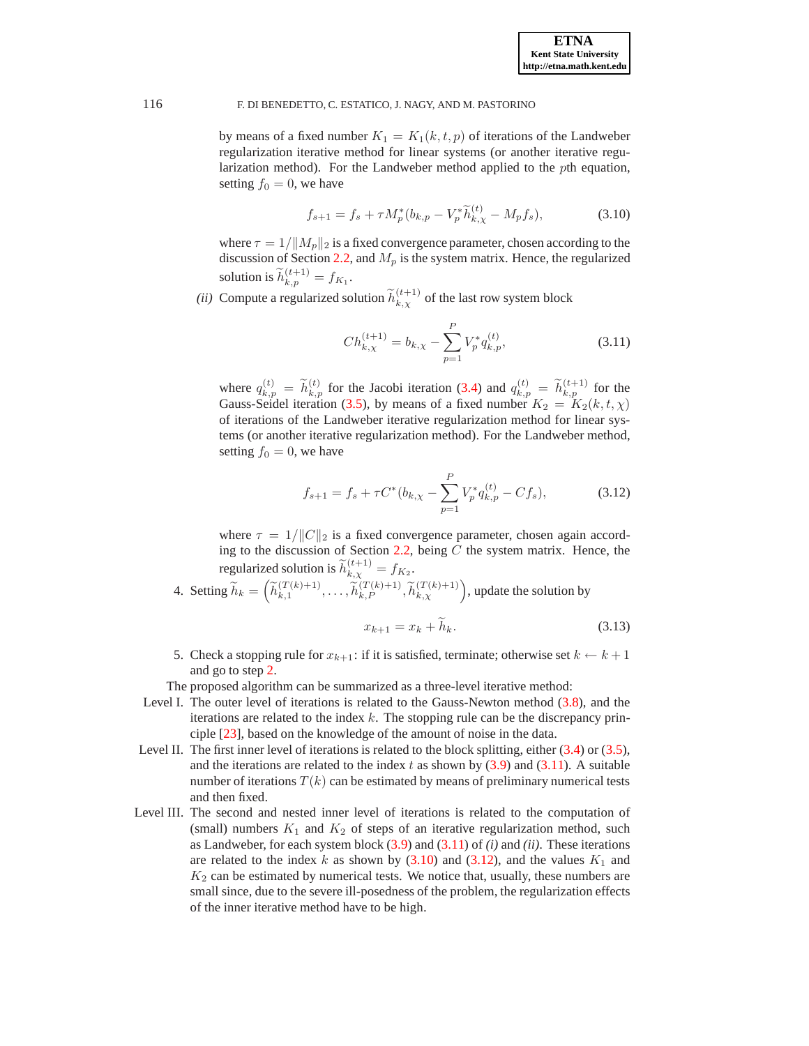by means of a fixed number $K_1 = K_1(k, t, p)$ of iterations of the Landweber regularization iterative method for linear systems (or another iterative regularization method). For the Landweber method applied to the $p$th equation, setting $f_0 = 0$, we have

$$f_{s+1} = f_s + \tau M_p^* (b_{k,p} - V_p^* \widetilde{h}_{k,\chi}^{(t)} - M_p f_s), \tag{3.10}$$

where $\tau = 1/\|M_p\|_2$ is a fixed convergence parameter, chosen according to the discussion of Section 2.2, and $M_p$ is the system matrix. Hence, the regularized solution is $\widetilde{h}_{k,p}^{(t+1)} = f_{K_1}$.

*(ii)* Compute a regularized solution $\widetilde{h}_{k,\chi}^{(t+1)}$ of the last row system block

$$C h_{k,\chi}^{(t+1)} = b_{k,\chi} - \sum_{p=1}^{P} V_p^* q_{k,p}^{(t)}, \tag{3.11}$$

where $q_{k,p}^{(t)} = \widetilde{h}_{k,p}^{(t)}$ for the Jacobi iteration (3.4) and $q_{k,p}^{(t)} = \widetilde{h}_{k,p}^{(t+1)}$ for the Gauss-Seidel iteration (3.5), by means of a fixed number $K_2 = K_2(k, t, \chi)$ of iterations of the Landweber iterative regularization method for linear systems (or another iterative regularization method). For the Landweber method, setting $f_0 = 0$, we have

$$f_{s+1} = f_s + \tau C^* (b_{k,\chi} - \sum_{p=1}^{P} V_p^* q_{k,p}^{(t)} - C f_s), \tag{3.12}$$

where $\tau = 1/\|C\|_2$ is a fixed convergence parameter, chosen again according to the discussion of Section 2.2, being $C$ the system matrix. Hence, the regularized solution is $\widetilde{h}_{k,\chi}^{(t+1)} = f_{K_2}$.

4. Setting $\widetilde{h}_k = \left(\widetilde{h}_{k,1}^{(T(k)+1)}, \ldots, \widetilde{h}_{k,P}^{(T(k)+1)}, \widetilde{h}_{k,\chi}^{(T(k)+1)}\right)$, update the solution by

$$x_{k+1} = x_k + \widetilde{h}_k. \tag{3.13}$$

5. Check a stopping rule for $x_{k+1}$: if it is satisfied, terminate; otherwise set $k \leftarrow k + 1$ and go to step 2.

The proposed algorithm can be summarized as a three-level iterative method:

- Level I. The outer level of iterations is related to the Gauss-Newton method (3.8), and the iterations are related to the index $k$. The stopping rule can be the discrepancy principle [23], based on the knowledge of the amount of noise in the data.
- Level II. The first inner level of iterations is related to the block splitting, either (3.4) or (3.5), and the iterations are related to the index $t$ as shown by (3.9) and (3.11). A suitable number of iterations $T(k)$ can be estimated by means of preliminary numerical tests and then fixed.
- Level III. The second and nested inner level of iterations is related to the computation of (small) numbers $K_1$ and $K_2$ of steps of an iterative regularization method, such as Landweber, for each system block (3.9) and (3.11) of *(i)* and *(ii)*. These iterations are related to the index $k$ as shown by (3.10) and (3.12), and the values $K_1$ and $K_2$ can be estimated by numerical tests. We notice that, usually, these numbers are small since, due to the severe ill-posedness of the problem, the regularization effects of the inner iterative method have to be high.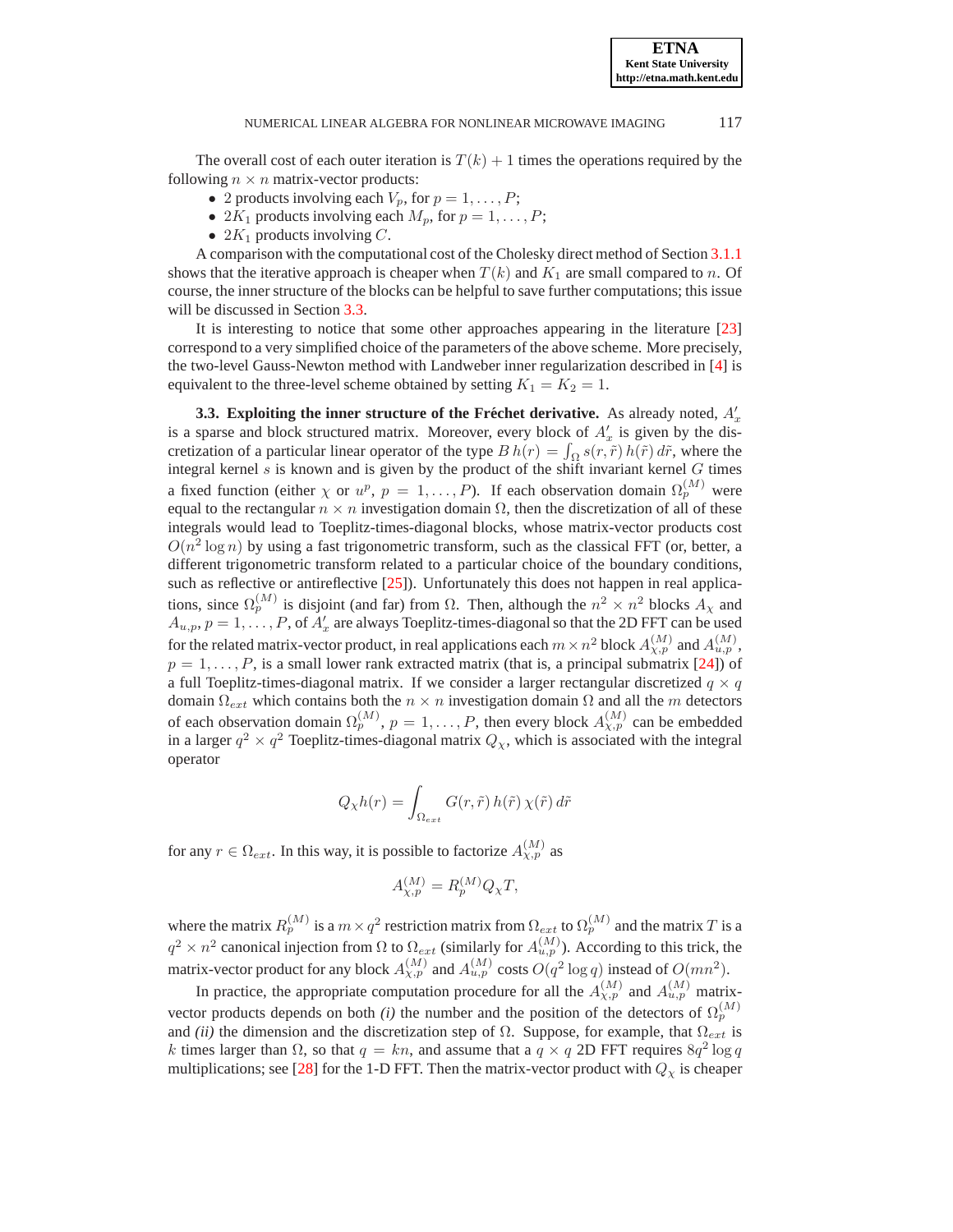The overall cost of each outer iteration is $T(k) + 1$ times the operations required by the following $n \times n$ matrix-vector products:

- 2 products involving each $V_p$, for $p = 1, \ldots, P$;
- $2K_1$ products involving each $M_p$, for $p = 1, \ldots, P$;
- $2K_1$ products involving $C$.

A comparison with the computational cost of the Cholesky direct method of Section 3.1.1 shows that the iterative approach is cheaper when $T(k)$ and $K_1$ are small compared to $n$. Of course, the inner structure of the blocks can be helpful to save further computations; this issue will be discussed in Section 3.3.

It is interesting to notice that some other approaches appearing in the literature [23] correspond to a very simplified choice of the parameters of the above scheme. More precisely, the two-level Gauss-Newton method with Landweber inner regularization described in [4] is equivalent to the three-level scheme obtained by setting $K_1 = K_2 = 1$.

**3.3. Exploiting the inner structure of the Fréchet derivative.** As already noted, $A'_x$ is a sparse and block structured matrix. Moreover, every block of $A'_x$ is given by the discretization of a particular linear operator of the type $B\,h(r) = \int_\Omega s(r,\tilde{r})\,h(\tilde{r})\,d\tilde{r}$, where the integral kernel $s$ is known and is given by the product of the shift invariant kernel $G$ times a fixed function (either $\chi$ or $u^p$, $p = 1, \ldots, P$). If each observation domain $\Omega_p^{(M)}$ were equal to the rectangular $n \times n$ investigation domain $\Omega$, then the discretization of all of these integrals would lead to Toeplitz-times-diagonal blocks, whose matrix-vector products cost $O(n^2 \log n)$ by using a fast trigonometric transform, such as the classical FFT (or, better, a different trigonometric transform related to a particular choice of the boundary conditions, such as reflective or antireflective [25]). Unfortunately this does not happen in real applications, since $\Omega_p^{(M)}$ is disjoint (and far) from $\Omega$. Then, although the $n^2 \times n^2$ blocks $A_\chi$ and $A_{u,p}$, $p = 1, \ldots, P$, of $A'_x$ are always Toeplitz-times-diagonal so that the 2D FFT can be used for the related matrix-vector product, in real applications each $m \times n^2$ block $A_{\chi,p}^{(M)}$ and $A_{u,p}^{(M)}$, $p = 1, \ldots, P$, is a small lower rank extracted matrix (that is, a principal submatrix [24]) of a full Toeplitz-times-diagonal matrix. If we consider a larger rectangular discretized $q \times q$ domain $\Omega_{ext}$ which contains both the $n \times n$ investigation domain $\Omega$ and all the $m$ detectors of each observation domain $\Omega_p^{(M)}$, $p = 1, \ldots, P$, then every block $A_{\chi,p}^{(M)}$ can be embedded in a larger $q^2 \times q^2$ Toeplitz-times-diagonal matrix $Q_\chi$, which is associated with the integral operator

$$Q_\chi h(r) = \int_{\Omega_{ext}} G(r,\tilde{r})\,h(\tilde{r})\,\chi(\tilde{r})\,d\tilde{r}$$

for any $r \in \Omega_{ext}$. In this way, it is possible to factorize $A_{\chi,p}^{(M)}$ as

$$A_{\chi,p}^{(M)} = R_p^{(M)} Q_\chi T,$$

where the matrix $R_p^{(M)}$ is a $m \times q^2$ restriction matrix from $\Omega_{ext}$ to $\Omega_p^{(M)}$ and the matrix $T$ is a $q^2 \times n^2$ canonical injection from $\Omega$ to $\Omega_{ext}$ (similarly for $A_{u,p}^{(M)}$). According to this trick, the matrix-vector product for any block $A_{\chi,p}^{(M)}$ and $A_{u,p}^{(M)}$ costs $O(q^2 \log q)$ instead of $O(mn^2)$.

In practice, the appropriate computation procedure for all the $A_{\chi,p}^{(M)}$ and $A_{u,p}^{(M)}$ matrix-vector products depends on both *(i)* the number and the position of the detectors of $\Omega_p^{(M)}$ and *(ii)* the dimension and the discretization step of $\Omega$. Suppose, for example, that $\Omega_{ext}$ is $k$ times larger than $\Omega$, so that $q = kn$, and assume that a $q \times q$ 2D FFT requires $8q^2 \log q$ multiplications; see [28] for the 1-D FFT. Then the matrix-vector product with $Q_\chi$ is cheaper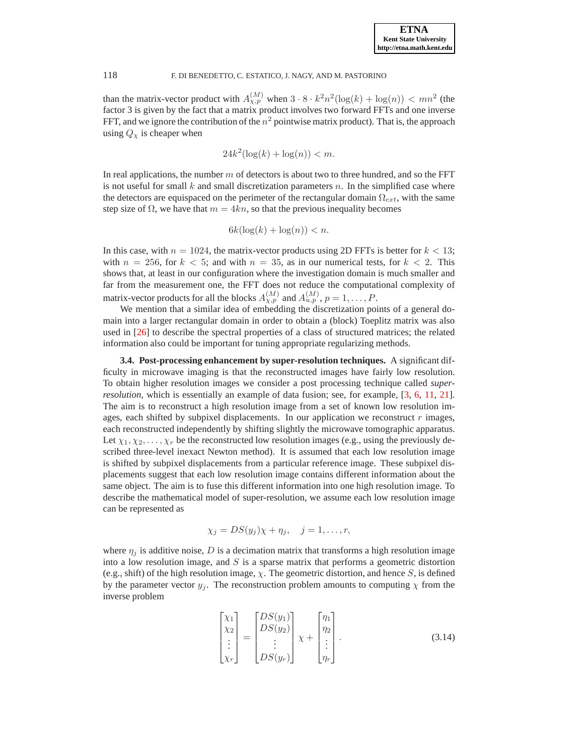than the matrix-vector product with $A_{\chi,p}^{(M)}$ when $3 \cdot 8 \cdot k^2 n^2 (\log(k) + \log(n)) < mn^2$ (the factor 3 is given by the fact that a matrix product involves two forward FFTs and one inverse FFT, and we ignore the contribution of the $n^2$ pointwise matrix product). That is, the approach using $Q_\chi$ is cheaper when

$$24k^2(\log(k) + \log(n)) < m.$$

In real applications, the number $m$ of detectors is about two to three hundred, and so the FFT is not useful for small $k$ and small discretization parameters $n$. In the simplified case where the detectors are equispaced on the perimeter of the rectangular domain $\Omega_{ext}$, with the same step size of $\Omega$, we have that $m = 4kn$, so that the previous inequality becomes

$$6k(\log(k) + \log(n)) < n.$$

In this case, with $n = 1024$, the matrix-vector products using 2D FFTs is better for $k < 13$; with $n = 256$, for $k < 5$; and with $n = 35$, as in our numerical tests, for $k < 2$. This shows that, at least in our configuration where the investigation domain is much smaller and far from the measurement one, the FFT does not reduce the computational complexity of matrix-vector products for all the blocks $A_{\chi,p}^{(M)}$ and $A_{u,p}^{(M)}$, $p = 1, \ldots, P$.

We mention that a similar idea of embedding the discretization points of a general domain into a larger rectangular domain in order to obtain a (block) Toeplitz matrix was also used in [26] to describe the spectral properties of a class of structured matrices; the related information also could be important for tuning appropriate regularizing methods.

**3.4. Post-processing enhancement by super-resolution techniques.** A significant difficulty in microwave imaging is that the reconstructed images have fairly low resolution. To obtain higher resolution images we consider a post processing technique called *super-resolution*, which is essentially an example of data fusion; see, for example, [3, 6, 11, 21]. The aim is to reconstruct a high resolution image from a set of known low resolution images, each shifted by subpixel displacements. In our application we reconstruct $r$ images, each reconstructed independently by shifting slightly the microwave tomographic apparatus. Let $\chi_1, \chi_2, \ldots, \chi_r$ be the reconstructed low resolution images (e.g., using the previously described three-level inexact Newton method). It is assumed that each low resolution image is shifted by subpixel displacements from a particular reference image. These subpixel displacements suggest that each low resolution image contains different information about the same object. The aim is to fuse this different information into one high resolution image. To describe the mathematical model of super-resolution, we assume each low resolution image can be represented as

$$\chi_j = DS(y_j)\chi + \eta_j, \quad j = 1, \ldots, r,$$

where $\eta_j$ is additive noise, $D$ is a decimation matrix that transforms a high resolution image into a low resolution image, and $S$ is a sparse matrix that performs a geometric distortion (e.g., shift) of the high resolution image, $\chi$. The geometric distortion, and hence $S$, is defined by the parameter vector $y_j$. The reconstruction problem amounts to computing $\chi$ from the inverse problem

$$\begin{bmatrix} \chi_1 \\ \chi_2 \\ \vdots \\ \chi_r \end{bmatrix} = \begin{bmatrix} DS(y_1) \\ DS(y_2) \\ \vdots \\ DS(y_r) \end{bmatrix} \chi + \begin{bmatrix} \eta_1 \\ \eta_2 \\ \vdots \\ \eta_r \end{bmatrix}. \tag{3.14}$$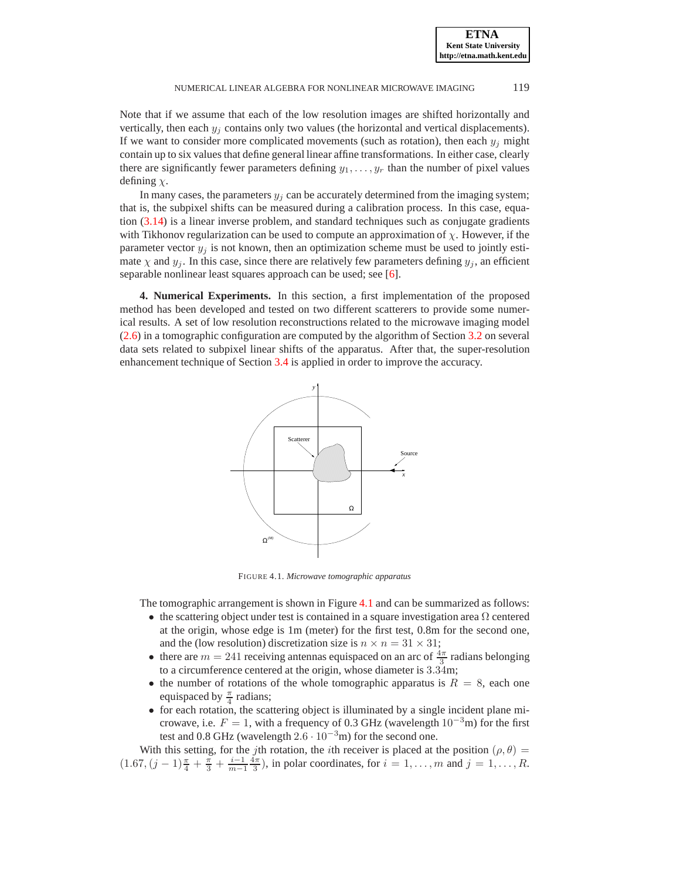Note that if we assume that each of the low resolution images are shifted horizontally and vertically, then each $y_j$ contains only two values (the horizontal and vertical displacements). If we want to consider more complicated movements (such as rotation), then each $y_j$ might contain up to six values that define general linear affine transformations. In either case, clearly there are significantly fewer parameters defining $y_1, \ldots, y_r$ than the number of pixel values defining $\chi$.

In many cases, the parameters $y_j$ can be accurately determined from the imaging system; that is, the subpixel shifts can be measured during a calibration process. In this case, equation (3.14) is a linear inverse problem, and standard techniques such as conjugate gradients with Tikhonov regularization can be used to compute an approximation of $\chi$. However, if the parameter vector $y_j$ is not known, then an optimization scheme must be used to jointly estimate $\chi$ and $y_j$. In this case, since there are relatively few parameters defining $y_j$, an efficient separable nonlinear least squares approach can be used; see [6].

**4. Numerical Experiments.** In this section, a first implementation of the proposed method has been developed and tested on two different scatterers to provide some numerical results. A set of low resolution reconstructions related to the microwave imaging model (2.6) in a tomographic configuration are computed by the algorithm of Section 3.2 on several data sets related to subpixel linear shifts of the apparatus. After that, the super-resolution enhancement technique of Section 3.4 is applied in order to improve the accuracy.

FIGURE 4.1. *Microwave tomographic apparatus*

The tomographic arrangement is shown in Figure 4.1 and can be summarized as follows:

- the scattering object under test is contained in a square investigation area $\Omega$ centered at the origin, whose edge is 1m (meter) for the first test, 0.8m for the second one, and the (low resolution) discretization size is $n \times n = 31 \times 31$;
- there are $m = 241$ receiving antennas equispaced on an arc of $\frac{4\pi}{3}$ radians belonging to a circumference centered at the origin, whose diameter is $3.34$m;
- the number of rotations of the whole tomographic apparatus is $R = 8$, each one equispaced by $\frac{\pi}{4}$ radians;
- for each rotation, the scattering object is illuminated by a single incident plane microwave, i.e. $F = 1$, with a frequency of 0.3 GHz (wavelength $10^{-3}$m) for the first test and 0.8 GHz (wavelength $2.6 \cdot 10^{-3}$m) for the second one.

With this setting, for the $j$th rotation, the $i$th receiver is placed at the position $(\rho, \theta) = (1.67, (j-1)\frac{\pi}{4} + \frac{\pi}{3} + \frac{i-1}{m-1}\frac{4\pi}{3})$, in polar coordinates, for $i = 1, \ldots, m$ and $j = 1, \ldots, R$.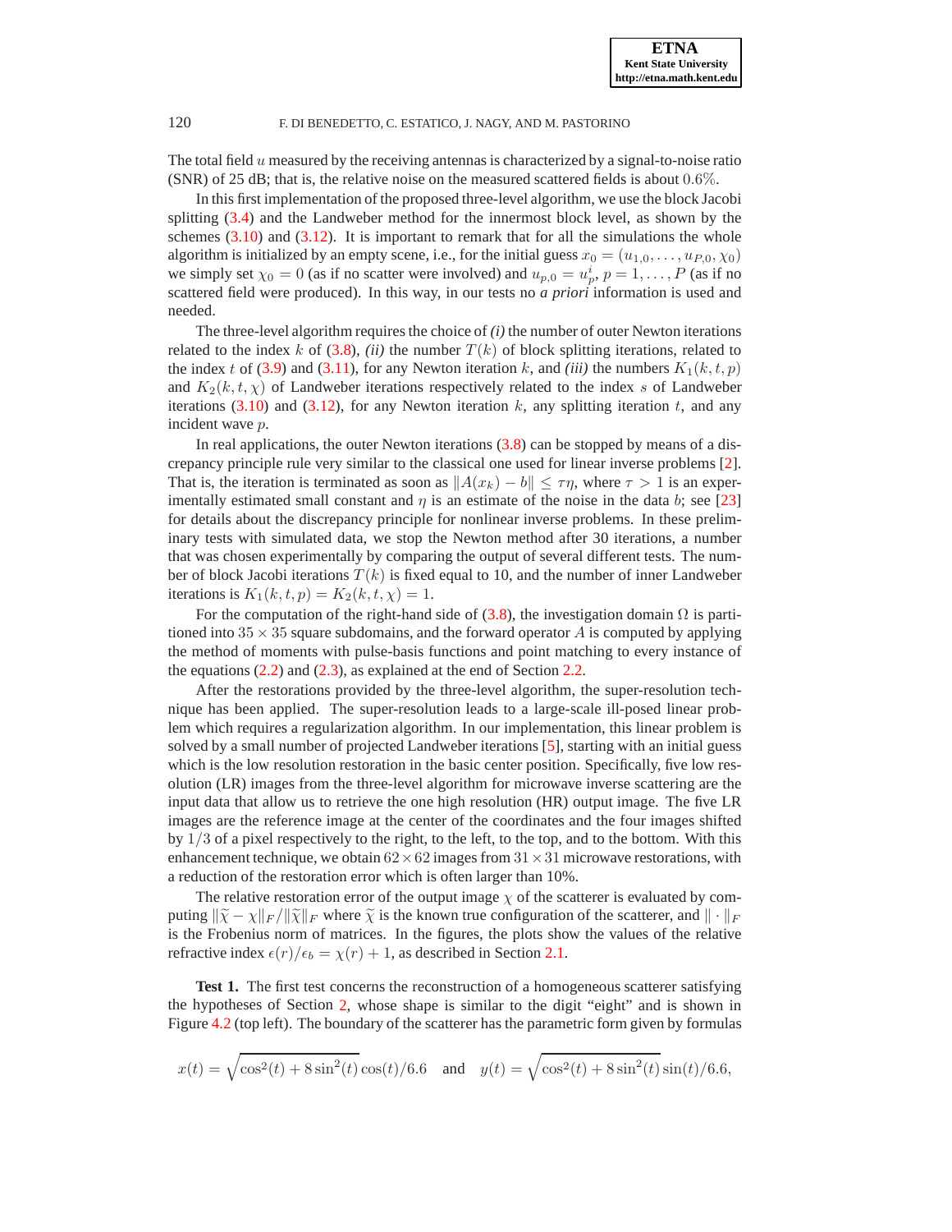The total field $u$ measured by the receiving antennas is characterized by a signal-to-noise ratio (SNR) of 25 dB; that is, the relative noise on the measured scattered fields is about $0.6\%$.

In this first implementation of the proposed three-level algorithm, we use the block Jacobi splitting (3.4) and the Landweber method for the innermost block level, as shown by the schemes (3.10) and (3.12). It is important to remark that for all the simulations the whole algorithm is initialized by an empty scene, i.e., for the initial guess $x_0 = (u_{1,0}, \ldots, u_{P,0}, \chi_0)$ we simply set $\chi_0 = 0$ (as if no scatter were involved) and $u_{p,0} = u_p^i$, $p = 1, \ldots, P$ (as if no scattered field were produced). In this way, in our tests no *a priori* information is used and needed.

The three-level algorithm requires the choice of *(i)* the number of outer Newton iterations related to the index $k$ of (3.8), *(ii)* the number $T(k)$ of block splitting iterations, related to the index $t$ of (3.9) and (3.11), for any Newton iteration $k$, and *(iii)* the numbers $K_1(k, t, p)$ and $K_2(k, t, \chi)$ of Landweber iterations respectively related to the index $s$ of Landweber iterations (3.10) and (3.12), for any Newton iteration $k$, any splitting iteration $t$, and any incident wave $p$.

In real applications, the outer Newton iterations (3.8) can be stopped by means of a discrepancy principle rule very similar to the classical one used for linear inverse problems [2]. That is, the iteration is terminated as soon as $\|A(x_k) - b\| \leq \tau\eta$, where $\tau > 1$ is an experimentally estimated small constant and $\eta$ is an estimate of the noise in the data $b$; see [23] for details about the discrepancy principle for nonlinear inverse problems. In these preliminary tests with simulated data, we stop the Newton method after 30 iterations, a number that was chosen experimentally by comparing the output of several different tests. The number of block Jacobi iterations $T(k)$ is fixed equal to 10, and the number of inner Landweber iterations is $K_1(k, t, p) = K_2(k, t, \chi) = 1$.

For the computation of the right-hand side of (3.8), the investigation domain $\Omega$ is partitioned into $35 \times 35$ square subdomains, and the forward operator $A$ is computed by applying the method of moments with pulse-basis functions and point matching to every instance of the equations (2.2) and (2.3), as explained at the end of Section 2.2.

After the restorations provided by the three-level algorithm, the super-resolution technique has been applied. The super-resolution leads to a large-scale ill-posed linear problem which requires a regularization algorithm. In our implementation, this linear problem is solved by a small number of projected Landweber iterations [5], starting with an initial guess which is the low resolution restoration in the basic center position. Specifically, five low resolution (LR) images from the three-level algorithm for microwave inverse scattering are the input data that allow us to retrieve the one high resolution (HR) output image. The five LR images are the reference image at the center of the coordinates and the four images shifted by $1/3$ of a pixel respectively to the right, to the left, to the top, and to the bottom. With this enhancement technique, we obtain $62 \times 62$ images from $31 \times 31$ microwave restorations, with a reduction of the restoration error which is often larger than 10%.

The relative restoration error of the output image $\chi$ of the scatterer is evaluated by computing $\|\widetilde{\chi} - \chi\|_F / \|\widetilde{\chi}\|_F$ where $\widetilde{\chi}$ is the known true configuration of the scatterer, and $\|\cdot\|_F$ is the Frobenius norm of matrices. In the figures, the plots show the values of the relative refractive index $\epsilon(r)/\epsilon_b = \chi(r) + 1$, as described in Section 2.1.

**Test 1.** The first test concerns the reconstruction of a homogeneous scatterer satisfying the hypotheses of Section 2, whose shape is similar to the digit "eight" and is shown in Figure 4.2 (top left). The boundary of the scatterer has the parametric form given by formulas

$$x(t) = \sqrt{\cos^2(t) + 8\sin^2(t)}\,\cos(t)/6.6 \quad \text{and} \quad y(t) = \sqrt{\cos^2(t) + 8\sin^2(t)}\,\sin(t)/6.6,$$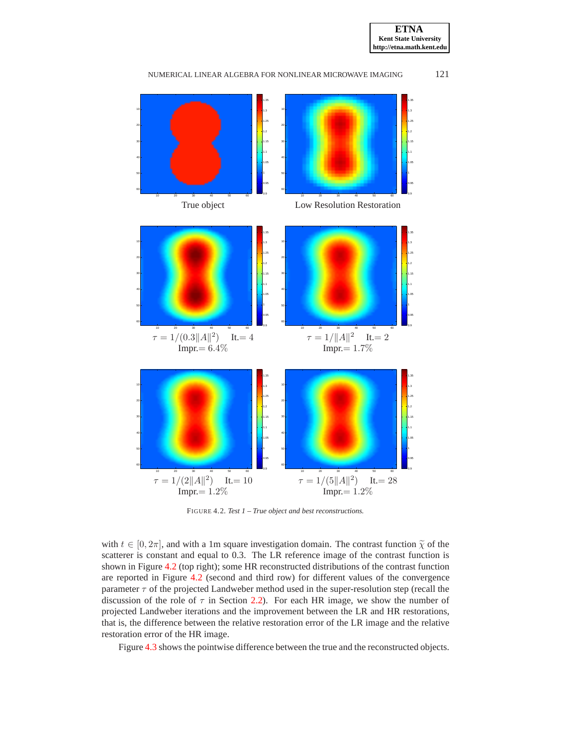True object

Low Resolution Restoration

$\tau = 1/(0.3\|A\|^2)$ It.$= 4$
Impr.$= 6.4\%$

$\tau = 1/\|A\|^2$ It.$= 2$
Impr.$= 1.7\%$

$\tau = 1/(2\|A\|^2)$ It.$= 10$
Impr.$= 1.2\%$

$\tau = 1/(5\|A\|^2)$ It.$= 28$
Impr.$= 1.2\%$

FIGURE 4.2. *Test 1 – True object and best reconstructions.*

with $t \in [0, 2\pi]$, and with a 1m square investigation domain. The contrast function $\widetilde{\chi}$ of the scatterer is constant and equal to 0.3. The LR reference image of the contrast function is shown in Figure 4.2 (top right); some HR reconstructed distributions of the contrast function are reported in Figure 4.2 (second and third row) for different values of the convergence parameter $\tau$ of the projected Landweber method used in the super-resolution step (recall the discussion of the role of $\tau$ in Section 2.2). For each HR image, we show the number of projected Landweber iterations and the improvement between the LR and HR restorations, that is, the difference between the relative restoration error of the LR image and the relative restoration error of the HR image.

Figure 4.3 shows the pointwise difference between the true and the reconstructed objects.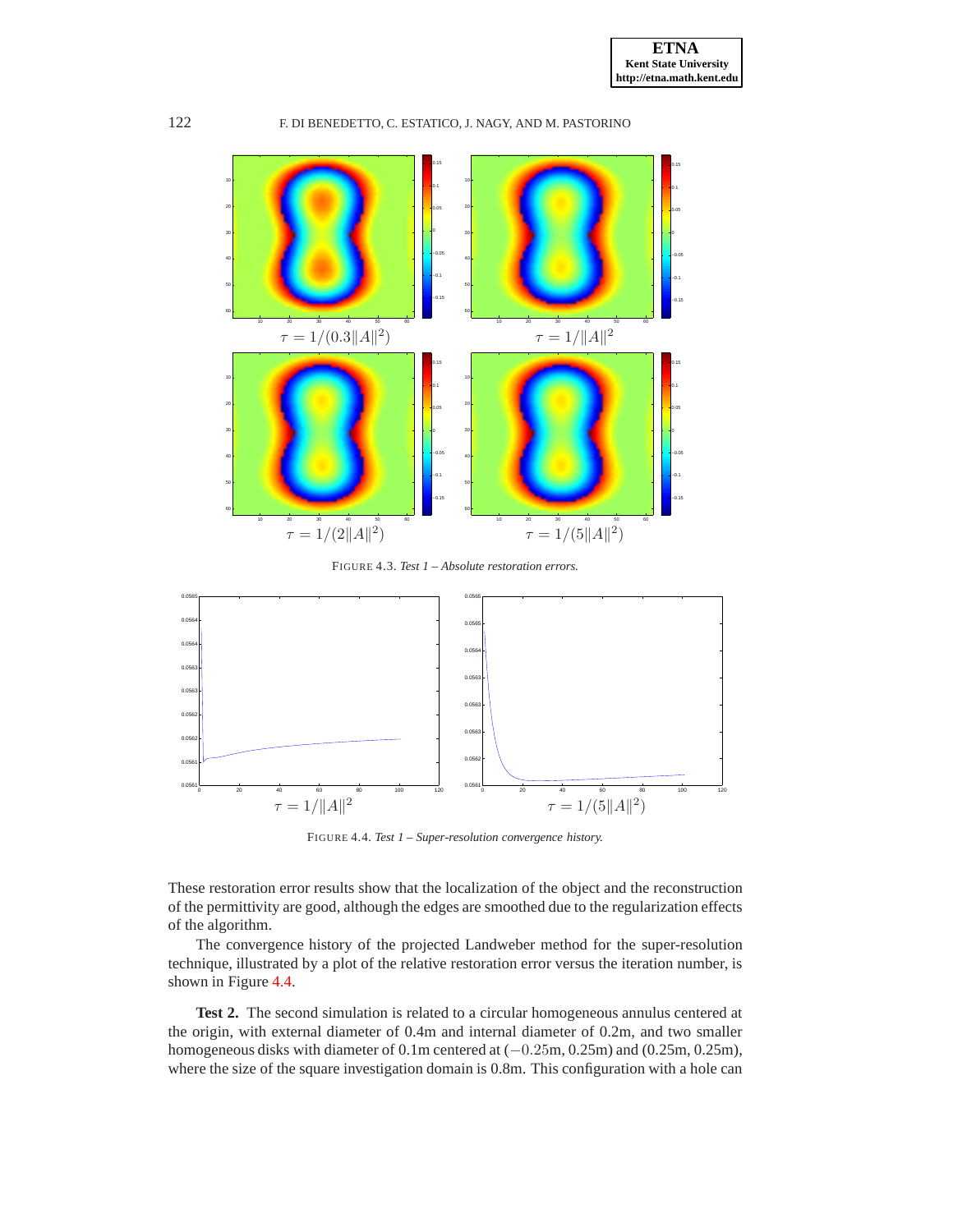$\tau = 1/(0.3\|A\|^2)$ $\tau = 1/\|A\|^2$

$\tau = 1/(2\|A\|^2)$ $\tau = 1/(5\|A\|^2)$

FIGURE 4.3. *Test 1 – Absolute restoration errors.*

$\tau = 1/\|A\|^2$ $\tau = 1/(5\|A\|^2)$

FIGURE 4.4. *Test 1 – Super-resolution convergence history.*

These restoration error results show that the localization of the object and the reconstruction of the permittivity are good, although the edges are smoothed due to the regularization effects of the algorithm.

The convergence history of the projected Landweber method for the super-resolution technique, illustrated by a plot of the relative restoration error versus the iteration number, is shown in Figure 4.4.

**Test 2.** The second simulation is related to a circular homogeneous annulus centered at the origin, with external diameter of 0.4m and internal diameter of 0.2m, and two smaller homogeneous disks with diameter of 0.1m centered at ($-0.25$m, 0.25m) and (0.25m, 0.25m), where the size of the square investigation domain is 0.8m. This configuration with a hole can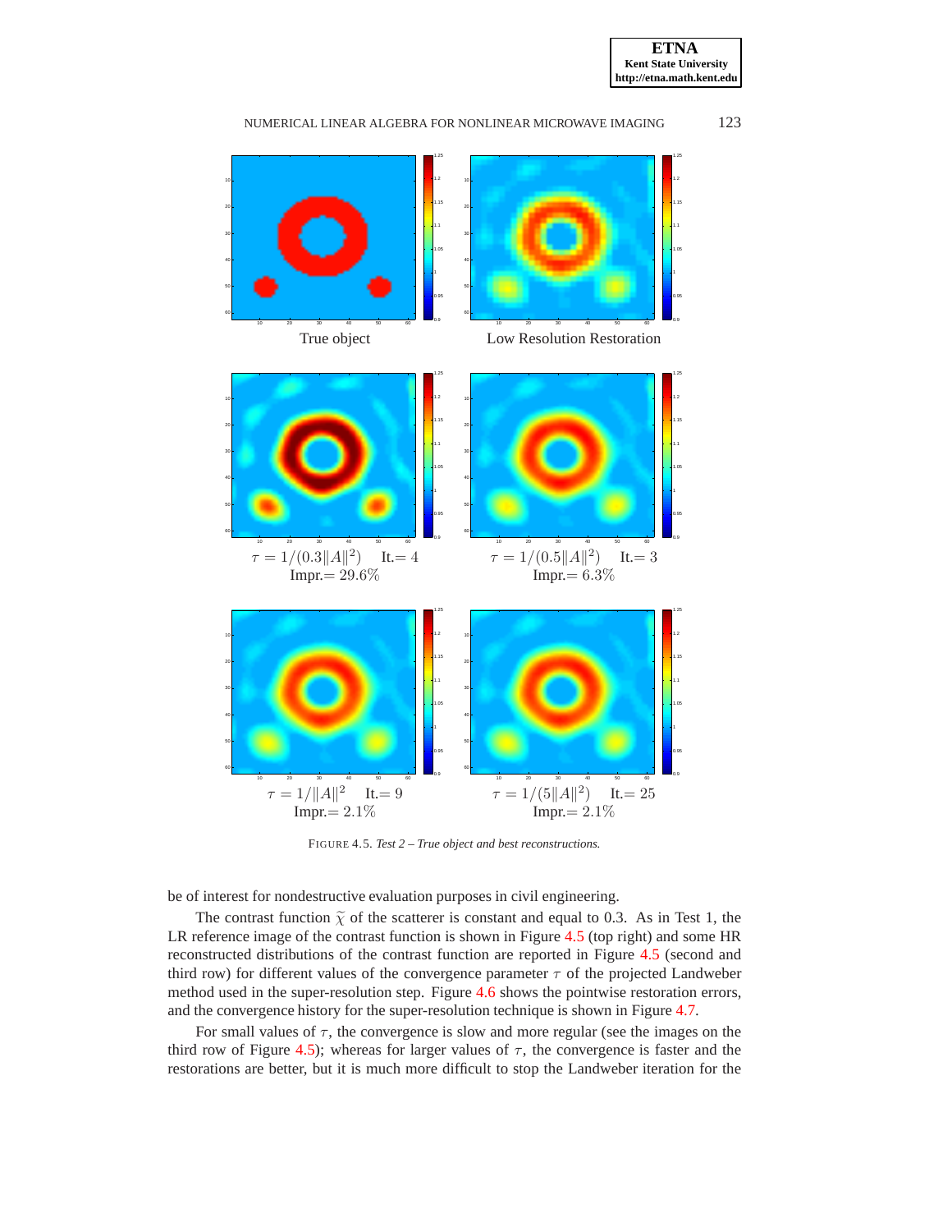True object

Low Resolution Restoration

$\tau = 1/(0.3\|A\|^2)$ It.$= 4$
Impr.$= 29.6\%$

$\tau = 1/(0.5\|A\|^2)$ It.$= 3$
Impr.$= 6.3\%$

$\tau = 1/\|A\|^2$ It.$= 9$
Impr.$= 2.1\%$

$\tau = 1/(5\|A\|^2)$ It.$= 25$
Impr.$= 2.1\%$

FIGURE 4.5. *Test 2 – True object and best reconstructions.*

be of interest for nondestructive evaluation purposes in civil engineering.

The contrast function $\widetilde{\chi}$ of the scatterer is constant and equal to 0.3. As in Test 1, the LR reference image of the contrast function is shown in Figure 4.5 (top right) and some HR reconstructed distributions of the contrast function are reported in Figure 4.5 (second and third row) for different values of the convergence parameter $\tau$ of the projected Landweber method used in the super-resolution step. Figure 4.6 shows the pointwise restoration errors, and the convergence history for the super-resolution technique is shown in Figure 4.7.

For small values of $\tau$, the convergence is slow and more regular (see the images on the third row of Figure 4.5); whereas for larger values of $\tau$, the convergence is faster and the restorations are better, but it is much more difficult to stop the Landweber iteration for the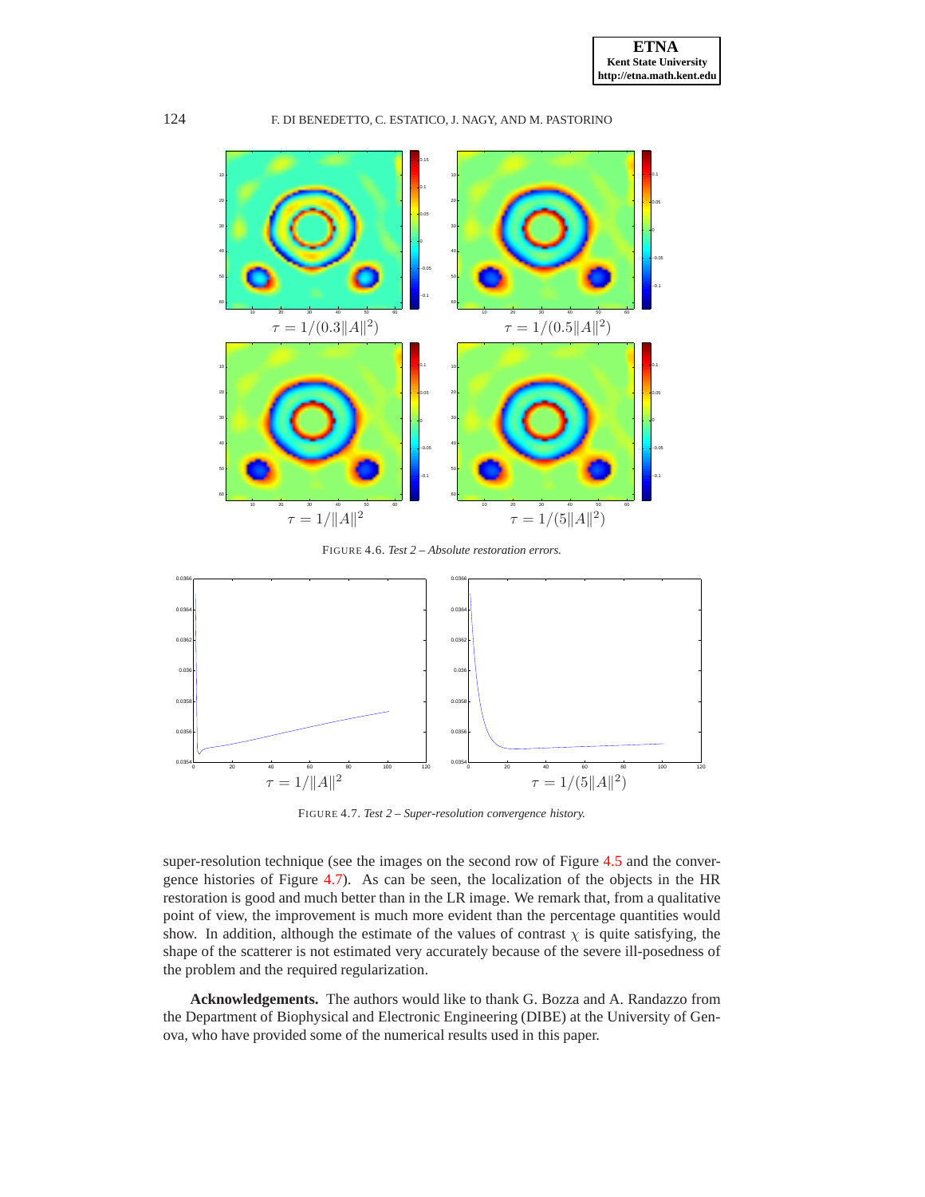$\tau = 1/(0.3\|A\|^2)$ $\tau = 1/(0.5\|A\|^2)$

$\tau = 1/\|A\|^2$ $\tau = 1/(5\|A\|^2)$

FIGURE 4.6. *Test 2 – Absolute restoration errors.*

$\tau = 1/\|A\|^2$ $\tau = 1/(5\|A\|^2)$

FIGURE 4.7. *Test 2 – Super-resolution convergence history.*

super-resolution technique (see the images on the second row of Figure 4.5 and the convergence histories of Figure 4.7). As can be seen, the localization of the objects in the HR restoration is good and much better than in the LR image. We remark that, from a qualitative point of view, the improvement is much more evident than the percentage quantities would show. In addition, although the estimate of the values of contrast $\chi$ is quite satisfying, the shape of the scatterer is not estimated very accurately because of the severe ill-posedness of the problem and the required regularization.

**Acknowledgements.** The authors would like to thank G. Bozza and A. Randazzo from the Department of Biophysical and Electronic Engineering (DIBE) at the University of Genova, who have provided some of the numerical results used in this paper.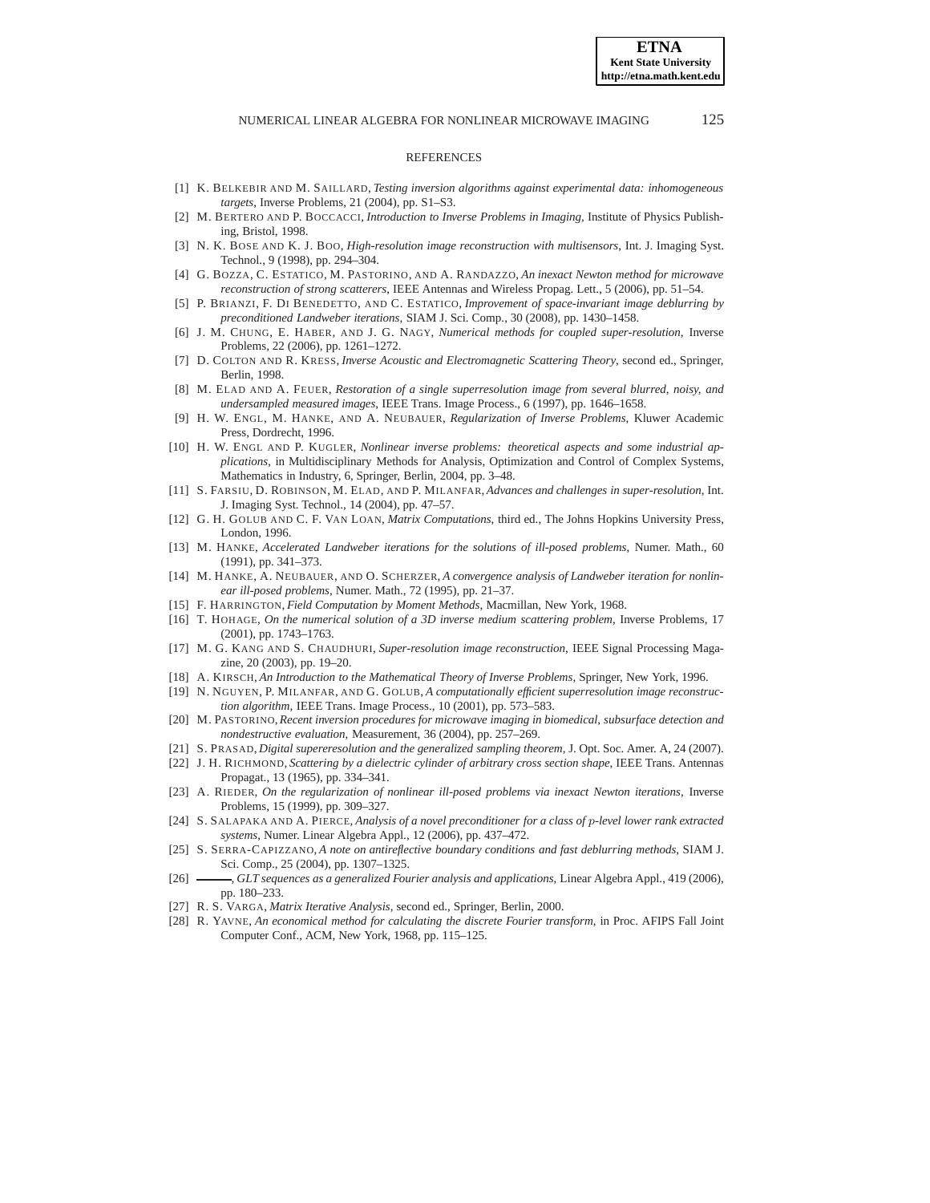## REFERENCES

[1] K. Belkebir and M. Saillard, *Testing inversion algorithms against experimental data: inhomogeneous targets*, Inverse Problems, 21 (2004), pp. S1–S3.

[2] M. Bertero and P. Boccacci, *Introduction to Inverse Problems in Imaging*, Institute of Physics Publishing, Bristol, 1998.

[3] N. K. Bose and K. J. Boo, *High-resolution image reconstruction with multisensors*, Int. J. Imaging Syst. Technol., 9 (1998), pp. 294–304.

[4] G. Bozza, C. Estatico, M. Pastorino, and A. Randazzo, *An inexact Newton method for microwave reconstruction of strong scatterers*, IEEE Antennas and Wireless Propag. Lett., 5 (2006), pp. 51–54.

[5] P. Brianzi, F. Di Benedetto, and C. Estatico, *Improvement of space-invariant image deblurring by preconditioned Landweber iterations*, SIAM J. Sci. Comp., 30 (2008), pp. 1430–1458.

[6] J. M. Chung, E. Haber, and J. G. Nagy, *Numerical methods for coupled super-resolution*, Inverse Problems, 22 (2006), pp. 1261–1272.

[7] D. Colton and R. Kress, *Inverse Acoustic and Electromagnetic Scattering Theory*, second ed., Springer, Berlin, 1998.

[8] M. Elad and A. Feuer, *Restoration of a single superresolution image from several blurred, noisy, and undersampled measured images*, IEEE Trans. Image Process., 6 (1997), pp. 1646–1658.

[9] H. W. Engl, M. Hanke, and A. Neubauer, *Regularization of Inverse Problems*, Kluwer Academic Press, Dordrecht, 1996.

[10] H. W. Engl and P. Kugler, *Nonlinear inverse problems: theoretical aspects and some industrial applications*, in Multidisciplinary Methods for Analysis, Optimization and Control of Complex Systems, Mathematics in Industry, 6, Springer, Berlin, 2004, pp. 3–48.

[11] S. Farsiu, D. Robinson, M. Elad, and P. Milanfar, *Advances and challenges in super-resolution*, Int. J. Imaging Syst. Technol., 14 (2004), pp. 47–57.

[12] G. H. Golub and C. F. Van Loan, *Matrix Computations*, third ed., The Johns Hopkins University Press, London, 1996.

[13] M. Hanke, *Accelerated Landweber iterations for the solutions of ill-posed problems*, Numer. Math., 60 (1991), pp. 341–373.

[14] M. Hanke, A. Neubauer, and O. Scherzer, *A convergence analysis of Landweber iteration for nonlinear ill-posed problems*, Numer. Math., 72 (1995), pp. 21–37.

[15] F. Harrington, *Field Computation by Moment Methods*, Macmillan, New York, 1968.

[16] T. Hohage, *On the numerical solution of a 3D inverse medium scattering problem*, Inverse Problems, 17 (2001), pp. 1743–1763.

[17] M. G. Kang and S. Chaudhuri, *Super-resolution image reconstruction*, IEEE Signal Processing Magazine, 20 (2003), pp. 19–20.

[18] A. Kirsch, *An Introduction to the Mathematical Theory of Inverse Problems*, Springer, New York, 1996.

[19] N. Nguyen, P. Milanfar, and G. Golub, *A computationally efficient superresolution image reconstruction algorithm*, IEEE Trans. Image Process., 10 (2001), pp. 573–583.

[20] M. Pastorino, *Recent inversion procedures for microwave imaging in biomedical, subsurface detection and nondestructive evaluation*, Measurement, 36 (2004), pp. 257–269.

[21] S. Prasad, *Digital supereresolution and the generalized sampling theorem*, J. Opt. Soc. Amer. A, 24 (2007).

[22] J. H. Richmond, *Scattering by a dielectric cylinder of arbitrary cross section shape*, IEEE Trans. Antennas Propagat., 13 (1965), pp. 334–341.

[23] A. Rieder, *On the regularization of nonlinear ill-posed problems via inexact Newton iterations*, Inverse Problems, 15 (1999), pp. 309–327.

[24] S. Salapaka and A. Pierce, *Analysis of a novel preconditioner for a class of $p$-level lower rank extracted systems*, Numer. Linear Algebra Appl., 12 (2006), pp. 437–472.

[25] S. Serra-Capizzano, *A note on antireflective boundary conditions and fast deblurring methods*, SIAM J. Sci. Comp., 25 (2004), pp. 1307–1325.

[26] ———, *GLT sequences as a generalized Fourier analysis and applications*, Linear Algebra Appl., 419 (2006), pp. 180–233.

[27] R. S. Varga, *Matrix Iterative Analysis*, second ed., Springer, Berlin, 2000.

[28] R. Yavne, *An economical method for calculating the discrete Fourier transform*, in Proc. AFIPS Fall Joint Computer Conf., ACM, New York, 1968, pp. 115–125.